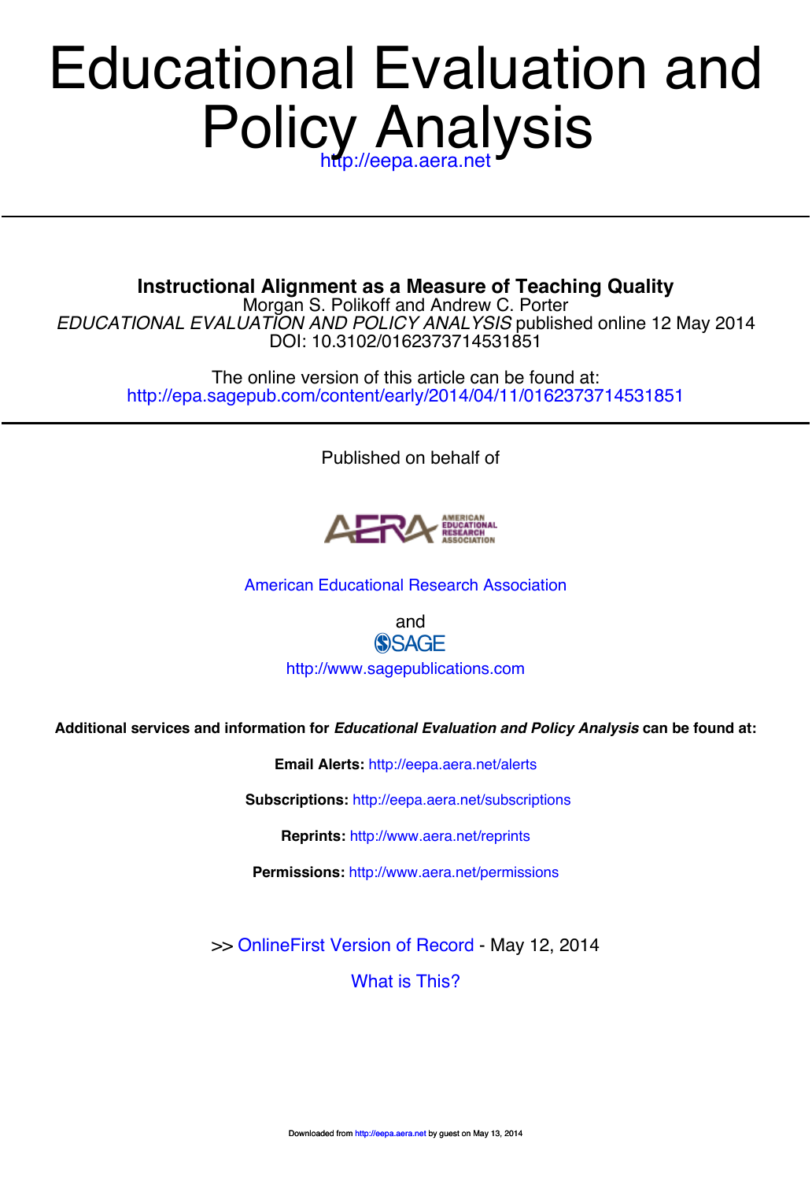# Educational Evaluation and Policy Analysis

http://eepa.aera.net

---

**Instructional Alignment as a Measure of Teaching Quality**

Morgan S. Polikoff and Andrew C. Porter

*EDUCATIONAL EVALUATION AND POLICY ANALYSIS* published online 12 May 2014

DOI: 10.3102/0162373714531851

The online version of this article can be found at:

http://epa.sagepub.com/content/early/2014/04/11/0162373714531851

---

Published on behalf of

American Educational Research Association

and

SAGE

http://www.sagepublications.com

**Additional services and information for *Educational Evaluation and Policy Analysis* can be found at:**

**Email Alerts:** http://eepa.aera.net/alerts

**Subscriptions:** http://eepa.aera.net/subscriptions

**Reprints:** http://www.aera.net/reprints

**Permissions:** http://www.aera.net/permissions

>> OnlineFirst Version of Record - May 12, 2014

What is This?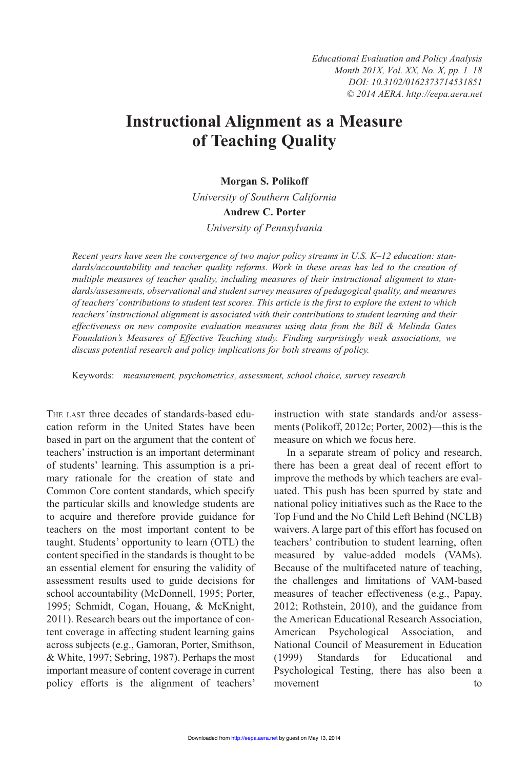# Instructional Alignment as a Measure of Teaching Quality

**Morgan S. Polikoff**

*University of Southern California*

**Andrew C. Porter**

*University of Pennsylvania*

*Recent years have seen the convergence of two major policy streams in U.S. K–12 education: standards/accountability and teacher quality reforms. Work in these areas has led to the creation of multiple measures of teacher quality, including measures of their instructional alignment to standards/assessments, observational and student survey measures of pedagogical quality, and measures of teachers' contributions to student test scores. This article is the first to explore the extent to which teachers' instructional alignment is associated with their contributions to student learning and their effectiveness on new composite evaluation measures using data from the Bill & Melinda Gates Foundation's Measures of Effective Teaching study. Finding surprisingly weak associations, we discuss potential research and policy implications for both streams of policy.*

Keywords: *measurement, psychometrics, assessment, school choice, survey research*

The last three decades of standards-based education reform in the United States have been based in part on the argument that the content of teachers' instruction is an important determinant of students' learning. This assumption is a primary rationale for the creation of state and Common Core content standards, which specify the particular skills and knowledge students are to acquire and therefore provide guidance for teachers on the most important content to be taught. Students' opportunity to learn (OTL) the content specified in the standards is thought to be an essential element for ensuring the validity of assessment results used to guide decisions for school accountability (McDonnell, 1995; Porter, 1995; Schmidt, Cogan, Houang, & McKnight, 2011). Research bears out the importance of content coverage in affecting student learning gains across subjects (e.g., Gamoran, Porter, Smithson, & White, 1997; Sebring, 1987). Perhaps the most important measure of content coverage in current policy efforts is the alignment of teachers' instruction with state standards and/or assessments (Polikoff, 2012c; Porter, 2002)—this is the measure on which we focus here.

In a separate stream of policy and research, there has been a great deal of recent effort to improve the methods by which teachers are evaluated. This push has been spurred by state and national policy initiatives such as the Race to the Top Fund and the No Child Left Behind (NCLB) waivers. A large part of this effort has focused on teachers' contribution to student learning, often measured by value-added models (VAMs). Because of the multifaceted nature of teaching, the challenges and limitations of VAM-based measures of teacher effectiveness (e.g., Papay, 2012; Rothstein, 2010), and the guidance from the American Educational Research Association, American Psychological Association, and National Council of Measurement in Education (1999) Standards for Educational and Psychological Testing, there has also been a movement to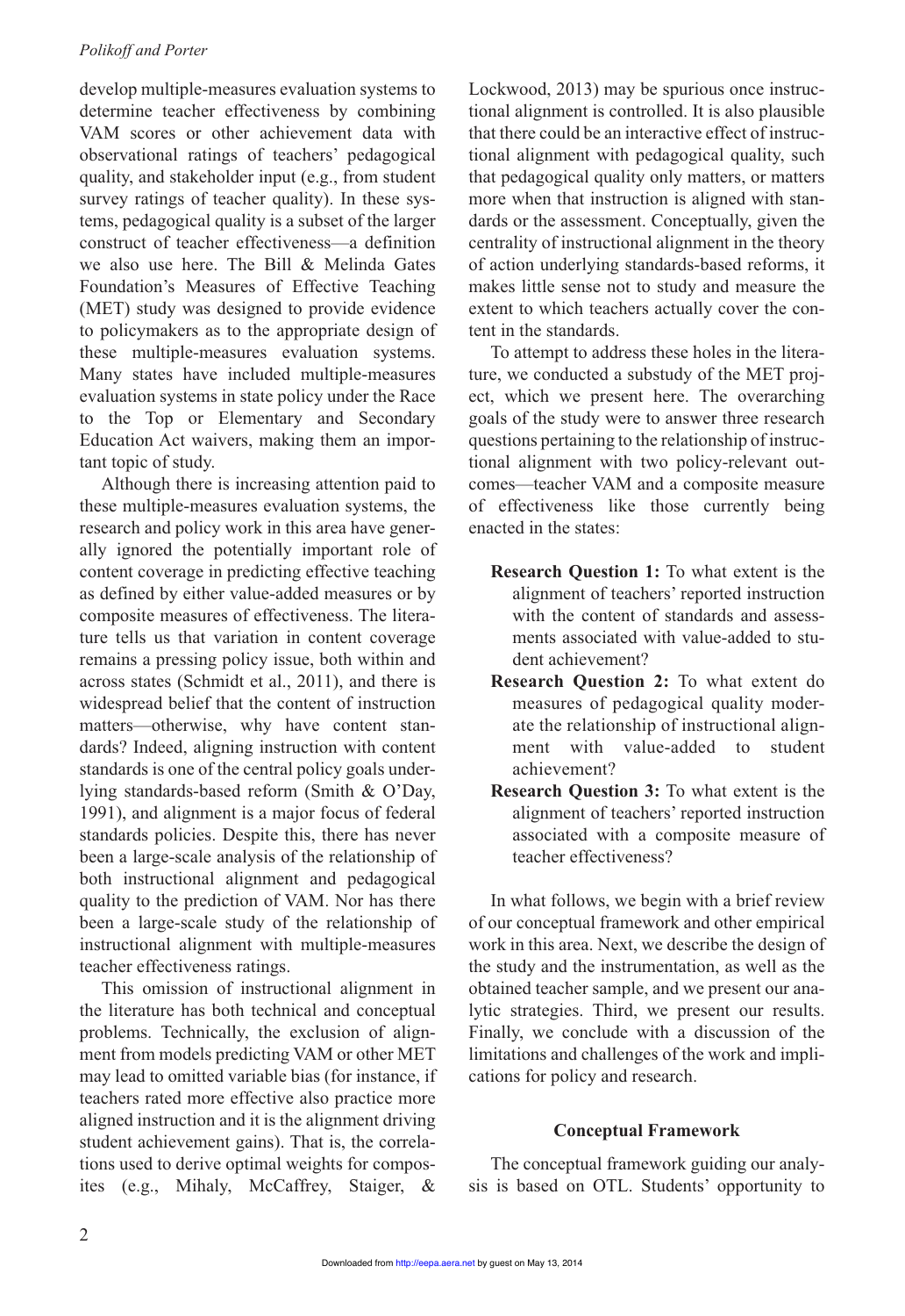develop multiple-measures evaluation systems to determine teacher effectiveness by combining VAM scores or other achievement data with observational ratings of teachers' pedagogical quality, and stakeholder input (e.g., from student survey ratings of teacher quality). In these systems, pedagogical quality is a subset of the larger construct of teacher effectiveness—a definition we also use here. The Bill & Melinda Gates Foundation's Measures of Effective Teaching (MET) study was designed to provide evidence to policymakers as to the appropriate design of these multiple-measures evaluation systems. Many states have included multiple-measures evaluation systems in state policy under the Race to the Top or Elementary and Secondary Education Act waivers, making them an important topic of study.

Although there is increasing attention paid to these multiple-measures evaluation systems, the research and policy work in this area have generally ignored the potentially important role of content coverage in predicting effective teaching as defined by either value-added measures or by composite measures of effectiveness. The literature tells us that variation in content coverage remains a pressing policy issue, both within and across states (Schmidt et al., 2011), and there is widespread belief that the content of instruction matters—otherwise, why have content standards? Indeed, aligning instruction with content standards is one of the central policy goals underlying standards-based reform (Smith & O'Day, 1991), and alignment is a major focus of federal standards policies. Despite this, there has never been a large-scale analysis of the relationship of both instructional alignment and pedagogical quality to the prediction of VAM. Nor has there been a large-scale study of the relationship of instructional alignment with multiple-measures teacher effectiveness ratings.

This omission of instructional alignment in the literature has both technical and conceptual problems. Technically, the exclusion of alignment from models predicting VAM or other MET may lead to omitted variable bias (for instance, if teachers rated more effective also practice more aligned instruction and it is the alignment driving student achievement gains). That is, the correlations used to derive optimal weights for composites (e.g., Mihaly, McCaffrey, Staiger, & Lockwood, 2013) may be spurious once instructional alignment is controlled. It is also plausible that there could be an interactive effect of instructional alignment with pedagogical quality, such that pedagogical quality only matters, or matters more when that instruction is aligned with standards or the assessment. Conceptually, given the centrality of instructional alignment in the theory of action underlying standards-based reforms, it makes little sense not to study and measure the extent to which teachers actually cover the content in the standards.

To attempt to address these holes in the literature, we conducted a substudy of the MET project, which we present here. The overarching goals of the study were to answer three research questions pertaining to the relationship of instructional alignment with two policy-relevant outcomes—teacher VAM and a composite measure of effectiveness like those currently being enacted in the states:

- **Research Question 1:** To what extent is the alignment of teachers' reported instruction with the content of standards and assessments associated with value-added to student achievement?
- **Research Question 2:** To what extent do measures of pedagogical quality moderate the relationship of instructional alignment with value-added to student achievement?
- **Research Question 3:** To what extent is the alignment of teachers' reported instruction associated with a composite measure of teacher effectiveness?

In what follows, we begin with a brief review of our conceptual framework and other empirical work in this area. Next, we describe the design of the study and the instrumentation, as well as the obtained teacher sample, and we present our analytic strategies. Third, we present our results. Finally, we conclude with a discussion of the limitations and challenges of the work and implications for policy and research.

## Conceptual Framework

The conceptual framework guiding our analysis is based on OTL. Students' opportunity to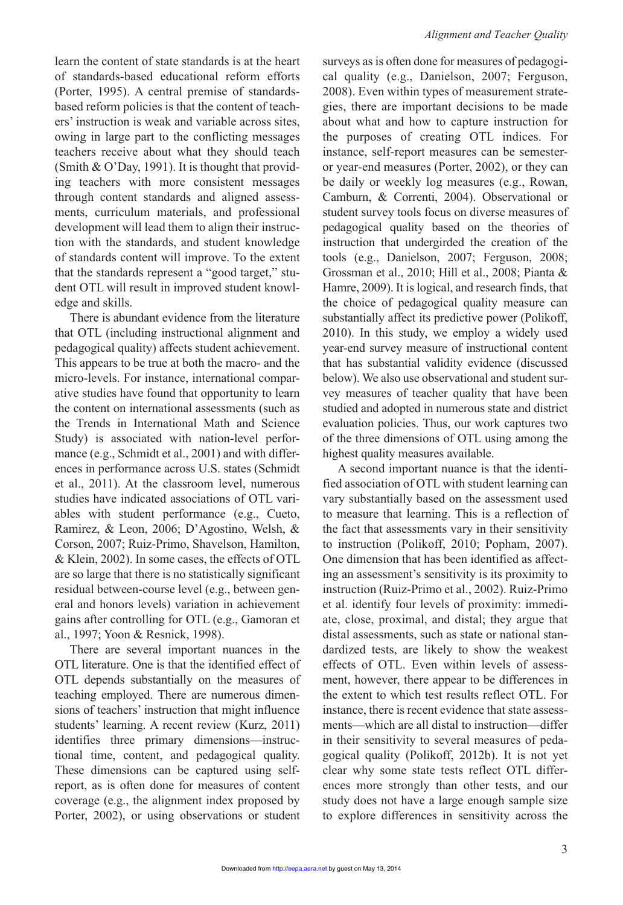learn the content of state standards is at the heart of standards-based educational reform efforts (Porter, 1995). A central premise of standards-based reform policies is that the content of teachers' instruction is weak and variable across sites, owing in large part to the conflicting messages teachers receive about what they should teach (Smith & O'Day, 1991). It is thought that providing teachers with more consistent messages through content standards and aligned assessments, curriculum materials, and professional development will lead them to align their instruction with the standards, and student knowledge of standards content will improve. To the extent that the standards represent a "good target," student OTL will result in improved student knowledge and skills.

There is abundant evidence from the literature that OTL (including instructional alignment and pedagogical quality) affects student achievement. This appears to be true at both the macro- and the micro-levels. For instance, international comparative studies have found that opportunity to learn the content on international assessments (such as the Trends in International Math and Science Study) is associated with nation-level performance (e.g., Schmidt et al., 2001) and with differences in performance across U.S. states (Schmidt et al., 2011). At the classroom level, numerous studies have indicated associations of OTL variables with student performance (e.g., Cueto, Ramirez, & Leon, 2006; D'Agostino, Welsh, & Corson, 2007; Ruiz-Primo, Shavelson, Hamilton, & Klein, 2002). In some cases, the effects of OTL are so large that there is no statistically significant residual between-course level (e.g., between general and honors levels) variation in achievement gains after controlling for OTL (e.g., Gamoran et al., 1997; Yoon & Resnick, 1998).

There are several important nuances in the OTL literature. One is that the identified effect of OTL depends substantially on the measures of teaching employed. There are numerous dimensions of teachers' instruction that might influence students' learning. A recent review (Kurz, 2011) identifies three primary dimensions—instructional time, content, and pedagogical quality. These dimensions can be captured using self-report, as is often done for measures of content coverage (e.g., the alignment index proposed by Porter, 2002), or using observations or student surveys as is often done for measures of pedagogical quality (e.g., Danielson, 2007; Ferguson, 2008). Even within types of measurement strategies, there are important decisions to be made about what and how to capture instruction for the purposes of creating OTL indices. For instance, self-report measures can be semester- or year-end measures (Porter, 2002), or they can be daily or weekly log measures (e.g., Rowan, Camburn, & Correnti, 2004). Observational or student survey tools focus on diverse measures of pedagogical quality based on the theories of instruction that undergirded the creation of the tools (e.g., Danielson, 2007; Ferguson, 2008; Grossman et al., 2010; Hill et al., 2008; Pianta & Hamre, 2009). It is logical, and research finds, that the choice of pedagogical quality measure can substantially affect its predictive power (Polikoff, 2010). In this study, we employ a widely used year-end survey measure of instructional content that has substantial validity evidence (discussed below). We also use observational and student survey measures of teacher quality that have been studied and adopted in numerous state and district evaluation policies. Thus, our work captures two of the three dimensions of OTL using among the highest quality measures available.

A second important nuance is that the identified association of OTL with student learning can vary substantially based on the assessment used to measure that learning. This is a reflection of the fact that assessments vary in their sensitivity to instruction (Polikoff, 2010; Popham, 2007). One dimension that has been identified as affecting an assessment's sensitivity is its proximity to instruction (Ruiz-Primo et al., 2002). Ruiz-Primo et al. identify four levels of proximity: immediate, close, proximal, and distal; they argue that distal assessments, such as state or national standardized tests, are likely to show the weakest effects of OTL. Even within levels of assessment, however, there appear to be differences in the extent to which test results reflect OTL. For instance, there is recent evidence that state assessments—which are all distal to instruction—differ in their sensitivity to several measures of pedagogical quality (Polikoff, 2012b). It is not yet clear why some state tests reflect OTL differences more strongly than other tests, and our study does not have a large enough sample size to explore differences in sensitivity across the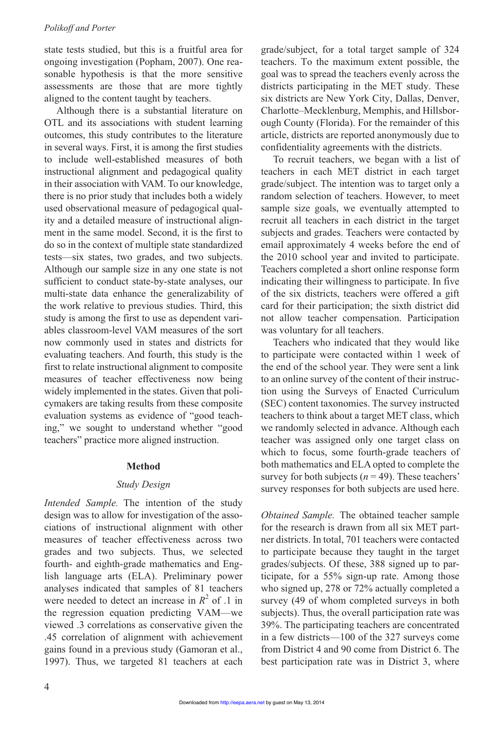state tests studied, but this is a fruitful area for ongoing investigation (Popham, 2007). One reasonable hypothesis is that the more sensitive assessments are those that are more tightly aligned to the content taught by teachers.

Although there is a substantial literature on OTL and its associations with student learning outcomes, this study contributes to the literature in several ways. First, it is among the first studies to include well-established measures of both instructional alignment and pedagogical quality in their association with VAM. To our knowledge, there is no prior study that includes both a widely used observational measure of pedagogical quality and a detailed measure of instructional alignment in the same model. Second, it is the first to do so in the context of multiple state standardized tests—six states, two grades, and two subjects. Although our sample size in any one state is not sufficient to conduct state-by-state analyses, our multi-state data enhance the generalizability of the work relative to previous studies. Third, this study is among the first to use as dependent variables classroom-level VAM measures of the sort now commonly used in states and districts for evaluating teachers. And fourth, this study is the first to relate instructional alignment to composite measures of teacher effectiveness now being widely implemented in the states. Given that policymakers are taking results from these composite evaluation systems as evidence of "good teaching," we sought to understand whether "good teachers" practice more aligned instruction.

## Method

### Study Design

*Intended Sample.* The intention of the study design was to allow for investigation of the associations of instructional alignment with other measures of teacher effectiveness across two grades and two subjects. Thus, we selected fourth- and eighth-grade mathematics and English language arts (ELA). Preliminary power analyses indicated that samples of 81 teachers were needed to detect an increase in $R^2$ of .1 in the regression equation predicting VAM—we viewed .3 correlations as conservative given the .45 correlation of alignment with achievement gains found in a previous study (Gamoran et al., 1997). Thus, we targeted 81 teachers at each grade/subject, for a total target sample of 324 teachers. To the maximum extent possible, the goal was to spread the teachers evenly across the districts participating in the MET study. These six districts are New York City, Dallas, Denver, Charlotte–Mecklenburg, Memphis, and Hillsborough County (Florida). For the remainder of this article, districts are reported anonymously due to confidentiality agreements with the districts.

To recruit teachers, we began with a list of teachers in each MET district in each target grade/subject. The intention was to target only a random selection of teachers. However, to meet sample size goals, we eventually attempted to recruit all teachers in each district in the target subjects and grades. Teachers were contacted by email approximately 4 weeks before the end of the 2010 school year and invited to participate. Teachers completed a short online response form indicating their willingness to participate. In five of the six districts, teachers were offered a gift card for their participation; the sixth district did not allow teacher compensation. Participation was voluntary for all teachers.

Teachers who indicated that they would like to participate were contacted within 1 week of the end of the school year. They were sent a link to an online survey of the content of their instruction using the Surveys of Enacted Curriculum (SEC) content taxonomies. The survey instructed teachers to think about a target MET class, which we randomly selected in advance. Although each teacher was assigned only one target class on which to focus, some fourth-grade teachers of both mathematics and ELA opted to complete the survey for both subjects ($n = 49$). These teachers' survey responses for both subjects are used here.

*Obtained Sample.* The obtained teacher sample for the research is drawn from all six MET partner districts. In total, 701 teachers were contacted to participate because they taught in the target grades/subjects. Of these, 388 signed up to participate, for a 55% sign-up rate. Among those who signed up, 278 or 72% actually completed a survey (49 of whom completed surveys in both subjects). Thus, the overall participation rate was 39%. The participating teachers are concentrated in a few districts—100 of the 327 surveys come from District 4 and 90 come from District 6. The best participation rate was in District 3, where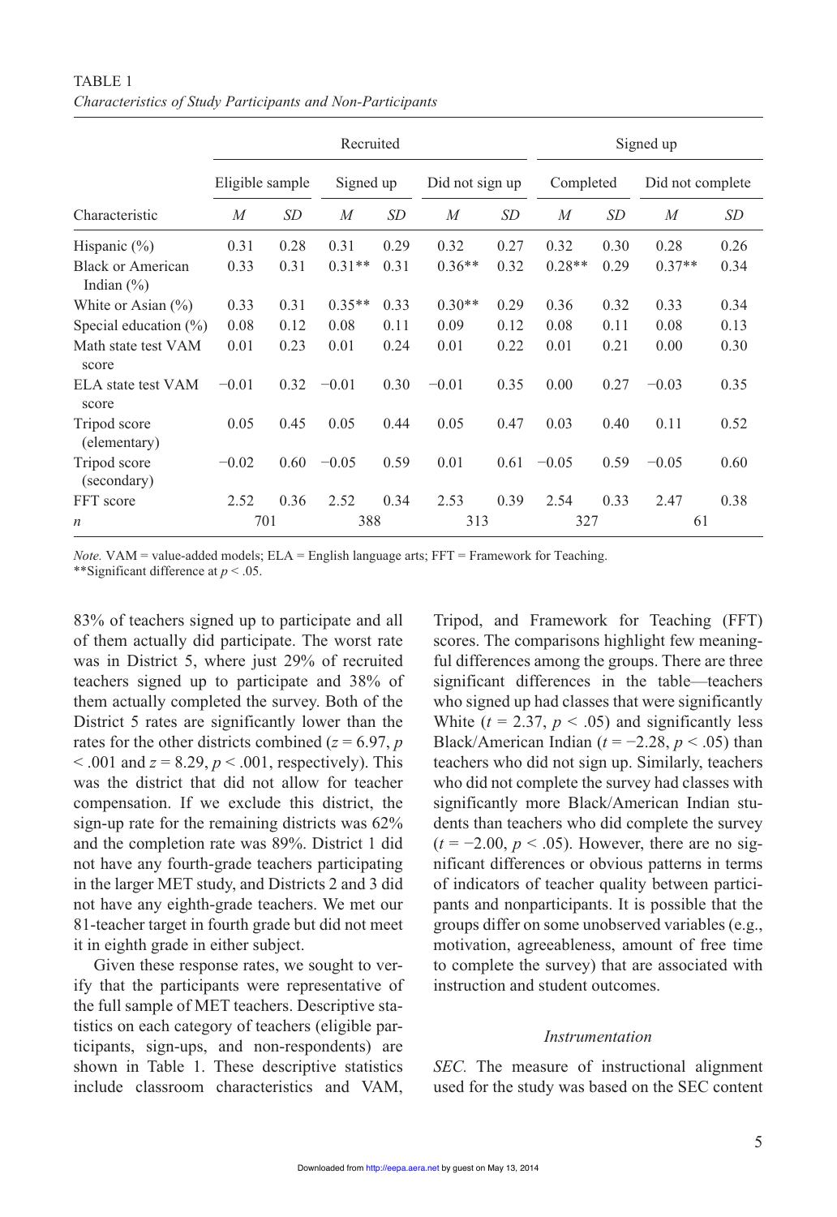TABLE 1
*Characteristics of Study Participants and Non-Participants*

| | Recruited | | | | | | Signed up | | | |
|---|---|---|---|---|---|---|---|---|---|---|
| | Eligible sample | | Signed up | | Did not sign up | | Completed | | Did not complete | |
| Characteristic | *M* | *SD* | *M* | *SD* | *M* | *SD* | *M* | *SD* | *M* | *SD* |
| Hispanic (%) | 0.31 | 0.28 | 0.31 | 0.29 | 0.32 | 0.27 | 0.32 | 0.30 | 0.28 | 0.26 |
| Black or American Indian (%) | 0.33 | 0.31 | 0.31** | 0.31 | 0.36** | 0.32 | 0.28** | 0.29 | 0.37** | 0.34 |
| White or Asian (%) | 0.33 | 0.31 | 0.35** | 0.33 | 0.30** | 0.29 | 0.36 | 0.32 | 0.33 | 0.34 |
| Special education (%) | 0.08 | 0.12 | 0.08 | 0.11 | 0.09 | 0.12 | 0.08 | 0.11 | 0.08 | 0.13 |
| Math state test VAM score | 0.01 | 0.23 | 0.01 | 0.24 | 0.01 | 0.22 | 0.01 | 0.21 | 0.00 | 0.30 |
| ELA state test VAM score | −0.01 | 0.32 | −0.01 | 0.30 | −0.01 | 0.35 | 0.00 | 0.27 | −0.03 | 0.35 |
| Tripod score (elementary) | 0.05 | 0.45 | 0.05 | 0.44 | 0.05 | 0.47 | 0.03 | 0.40 | 0.11 | 0.52 |
| Tripod score (secondary) | −0.02 | 0.60 | −0.05 | 0.59 | 0.01 | 0.61 | −0.05 | 0.59 | −0.05 | 0.60 |
| FFT score | 2.52 | 0.36 | 2.52 | 0.34 | 2.53 | 0.39 | 2.54 | 0.33 | 2.47 | 0.38 |
| *n* | 701 | | 388 | | 313 | | 327 | | 61 | |

*Note.* VAM = value-added models; ELA = English language arts; FFT = Framework for Teaching.
**Significant difference at $p < .05$.

83% of teachers signed up to participate and all of them actually did participate. The worst rate was in District 5, where just 29% of recruited teachers signed up to participate and 38% of them actually completed the survey. Both of the District 5 rates are significantly lower than the rates for the other districts combined ($z = 6.97$, $p < .001$ and $z = 8.29$, $p < .001$, respectively). This was the district that did not allow for teacher compensation. If we exclude this district, the sign-up rate for the remaining districts was 62% and the completion rate was 89%. District 1 did not have any fourth-grade teachers participating in the larger MET study, and Districts 2 and 3 did not have any eighth-grade teachers. We met our 81-teacher target in fourth grade but did not meet it in eighth grade in either subject.

Given these response rates, we sought to verify that the participants were representative of the full sample of MET teachers. Descriptive statistics on each category of teachers (eligible participants, sign-ups, and non-respondents) are shown in Table 1. These descriptive statistics include classroom characteristics and VAM, Tripod, and Framework for Teaching (FFT) scores. The comparisons highlight few meaningful differences among the groups. There are three significant differences in the table—teachers who signed up had classes that were significantly White ($t = 2.37$, $p < .05$) and significantly less Black/American Indian ($t = −2.28$, $p < .05$) than teachers who did not sign up. Similarly, teachers who did not complete the survey had classes with significantly more Black/American Indian students than teachers who did complete the survey ($t = −2.00$, $p < .05$). However, there are no significant differences or obvious patterns in terms of indicators of teacher quality between participants and nonparticipants. It is possible that the groups differ on some unobserved variables (e.g., motivation, agreeableness, amount of free time to complete the survey) that are associated with instruction and student outcomes.

### *Instrumentation*

*SEC.* The measure of instructional alignment used for the study was based on the SEC content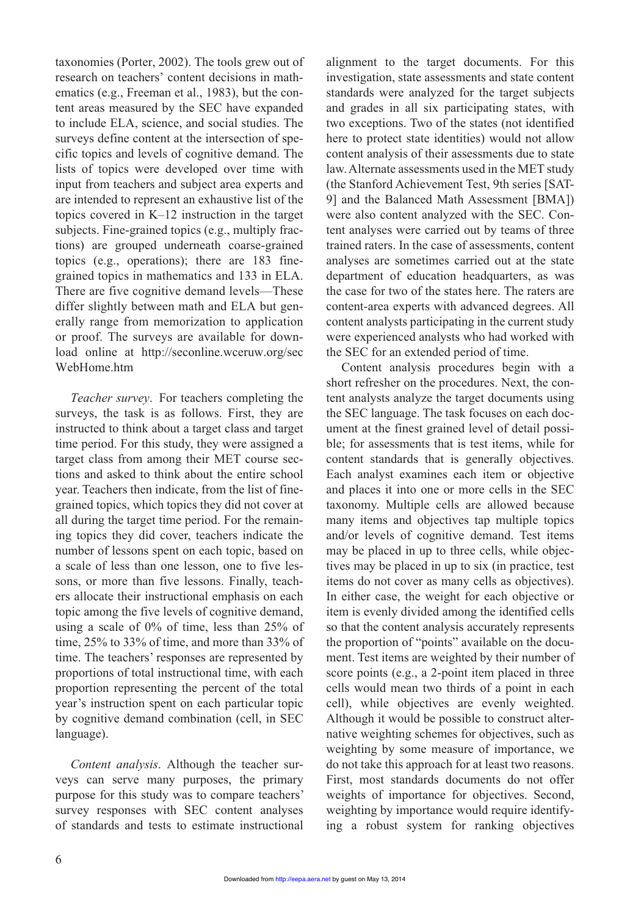taxonomies (Porter, 2002). The tools grew out of research on teachers' content decisions in mathematics (e.g., Freeman et al., 1983), but the content areas measured by the SEC have expanded to include ELA, science, and social studies. The surveys define content at the intersection of specific topics and levels of cognitive demand. The lists of topics were developed over time with input from teachers and subject area experts and are intended to represent an exhaustive list of the topics covered in K–12 instruction in the target subjects. Fine-grained topics (e.g., multiply fractions) are grouped underneath coarse-grained topics (e.g., operations); there are 183 fine-grained topics in mathematics and 133 in ELA. There are five cognitive demand levels—These differ slightly between math and ELA but generally range from memorization to application or proof. The surveys are available for download online at http://seconline.wceruw.org/secWebHome.htm

*Teacher survey*. For teachers completing the surveys, the task is as follows. First, they are instructed to think about a target class and target time period. For this study, they were assigned a target class from among their MET course sections and asked to think about the entire school year. Teachers then indicate, from the list of fine-grained topics, which topics they did not cover at all during the target time period. For the remaining topics they did cover, teachers indicate the number of lessons spent on each topic, based on a scale of less than one lesson, one to five lessons, or more than five lessons. Finally, teachers allocate their instructional emphasis on each topic among the five levels of cognitive demand, using a scale of 0% of time, less than 25% of time, 25% to 33% of time, and more than 33% of time. The teachers' responses are represented by proportions of total instructional time, with each proportion representing the percent of the total year's instruction spent on each particular topic by cognitive demand combination (cell, in SEC language).

*Content analysis*. Although the teacher surveys can serve many purposes, the primary purpose for this study was to compare teachers' survey responses with SEC content analyses of standards and tests to estimate instructional alignment to the target documents. For this investigation, state assessments and state content standards were analyzed for the target subjects and grades in all six participating states, with two exceptions. Two of the states (not identified here to protect state identities) would not allow content analysis of their assessments due to state law. Alternate assessments used in the MET study (the Stanford Achievement Test, 9th series [SAT-9] and the Balanced Math Assessment [BMA]) were also content analyzed with the SEC. Content analyses were carried out by teams of three trained raters. In the case of assessments, content analyses are sometimes carried out at the state department of education headquarters, as was the case for two of the states here. The raters are content-area experts with advanced degrees. All content analysts participating in the current study were experienced analysts who had worked with the SEC for an extended period of time.

Content analysis procedures begin with a short refresher on the procedures. Next, the content analysts analyze the target documents using the SEC language. The task focuses on each document at the finest grained level of detail possible; for assessments that is test items, while for content standards that is generally objectives. Each analyst examines each item or objective and places it into one or more cells in the SEC taxonomy. Multiple cells are allowed because many items and objectives tap multiple topics and/or levels of cognitive demand. Test items may be placed in up to three cells, while objectives may be placed in up to six (in practice, test items do not cover as many cells as objectives). In either case, the weight for each objective or item is evenly divided among the identified cells so that the content analysis accurately represents the proportion of "points" available on the document. Test items are weighted by their number of score points (e.g., a 2-point item placed in three cells would mean two thirds of a point in each cell), while objectives are evenly weighted. Although it would be possible to construct alternative weighting schemes for objectives, such as weighting by some measure of importance, we do not take this approach for at least two reasons. First, most standards documents do not offer weights of importance for objectives. Second, weighting by importance would require identifying a robust system for ranking objectives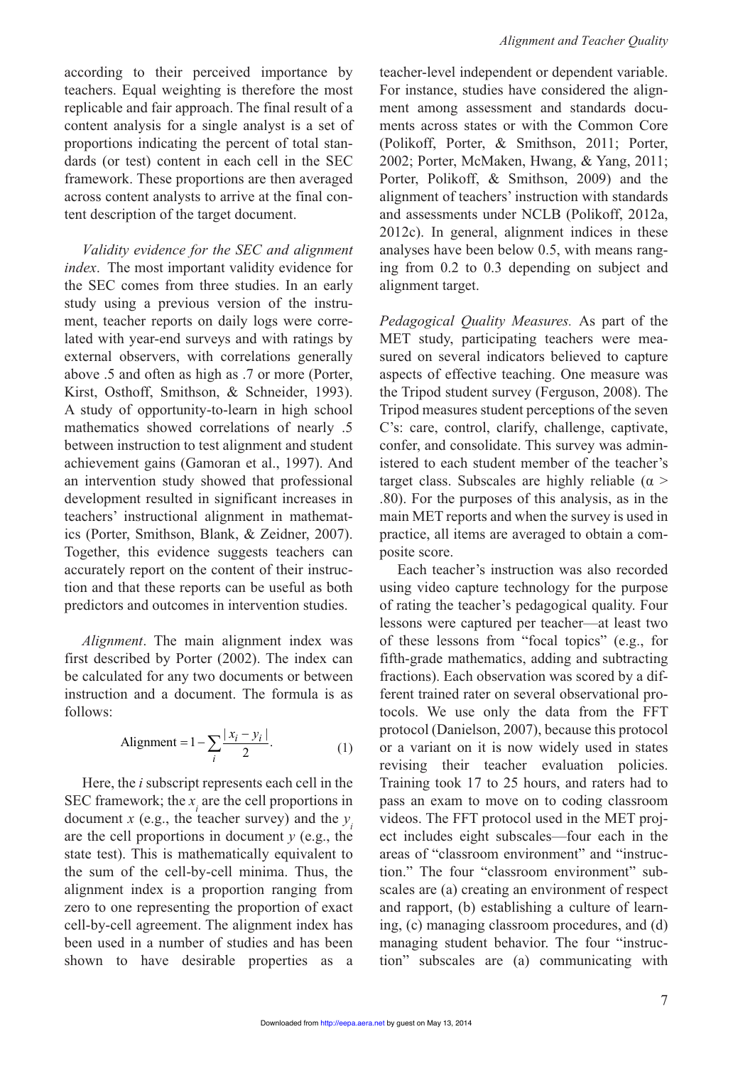according to their perceived importance by teachers. Equal weighting is therefore the most replicable and fair approach. The final result of a content analysis for a single analyst is a set of proportions indicating the percent of total standards (or test) content in each cell in the SEC framework. These proportions are then averaged across content analysts to arrive at the final content description of the target document.

*Validity evidence for the SEC and alignment index*. The most important validity evidence for the SEC comes from three studies. In an early study using a previous version of the instrument, teacher reports on daily logs were correlated with year-end surveys and with ratings by external observers, with correlations generally above .5 and often as high as .7 or more (Porter, Kirst, Osthoff, Smithson, & Schneider, 1993). A study of opportunity-to-learn in high school mathematics showed correlations of nearly .5 between instruction to test alignment and student achievement gains (Gamoran et al., 1997). And an intervention study showed that professional development resulted in significant increases in teachers' instructional alignment in mathematics (Porter, Smithson, Blank, & Zeidner, 2007). Together, this evidence suggests teachers can accurately report on the content of their instruction and that these reports can be useful as both predictors and outcomes in intervention studies.

*Alignment*. The main alignment index was first described by Porter (2002). The index can be calculated for any two documents or between instruction and a document. The formula is as follows:

$$\text{Alignment} = 1 - \sum_{i} \frac{|x_i - y_i|}{2}. \tag{1}$$

Here, the $i$ subscript represents each cell in the SEC framework; the $x_i$ are the cell proportions in document $x$ (e.g., the teacher survey) and the $y_i$ are the cell proportions in document $y$ (e.g., the state test). This is mathematically equivalent to the sum of the cell-by-cell minima. Thus, the alignment index is a proportion ranging from zero to one representing the proportion of exact cell-by-cell agreement. The alignment index has been used in a number of studies and has been shown to have desirable properties as a teacher-level independent or dependent variable. For instance, studies have considered the alignment among assessment and standards documents across states or with the Common Core (Polikoff, Porter, & Smithson, 2011; Porter, 2002; Porter, McMaken, Hwang, & Yang, 2011; Porter, Polikoff, & Smithson, 2009) and the alignment of teachers' instruction with standards and assessments under NCLB (Polikoff, 2012a, 2012c). In general, alignment indices in these analyses have been below 0.5, with means ranging from 0.2 to 0.3 depending on subject and alignment target.

*Pedagogical Quality Measures.* As part of the MET study, participating teachers were measured on several indicators believed to capture aspects of effective teaching. One measure was the Tripod student survey (Ferguson, 2008). The Tripod measures student perceptions of the seven C's: care, control, clarify, challenge, captivate, confer, and consolidate. This survey was administered to each student member of the teacher's target class. Subscales are highly reliable ($\alpha >$ .80). For the purposes of this analysis, as in the main MET reports and when the survey is used in practice, all items are averaged to obtain a composite score.

Each teacher's instruction was also recorded using video capture technology for the purpose of rating the teacher's pedagogical quality. Four lessons were captured per teacher—at least two of these lessons from "focal topics" (e.g., for fifth-grade mathematics, adding and subtracting fractions). Each observation was scored by a different trained rater on several observational protocols. We use only the data from the FFT protocol (Danielson, 2007), because this protocol or a variant on it is now widely used in states revising their teacher evaluation policies. Training took 17 to 25 hours, and raters had to pass an exam to move on to coding classroom videos. The FFT protocol used in the MET project includes eight subscales—four each in the areas of "classroom environment" and "instruction." The four "classroom environment" subscales are (a) creating an environment of respect and rapport, (b) establishing a culture of learning, (c) managing classroom procedures, and (d) managing student behavior. The four "instruction" subscales are (a) communicating with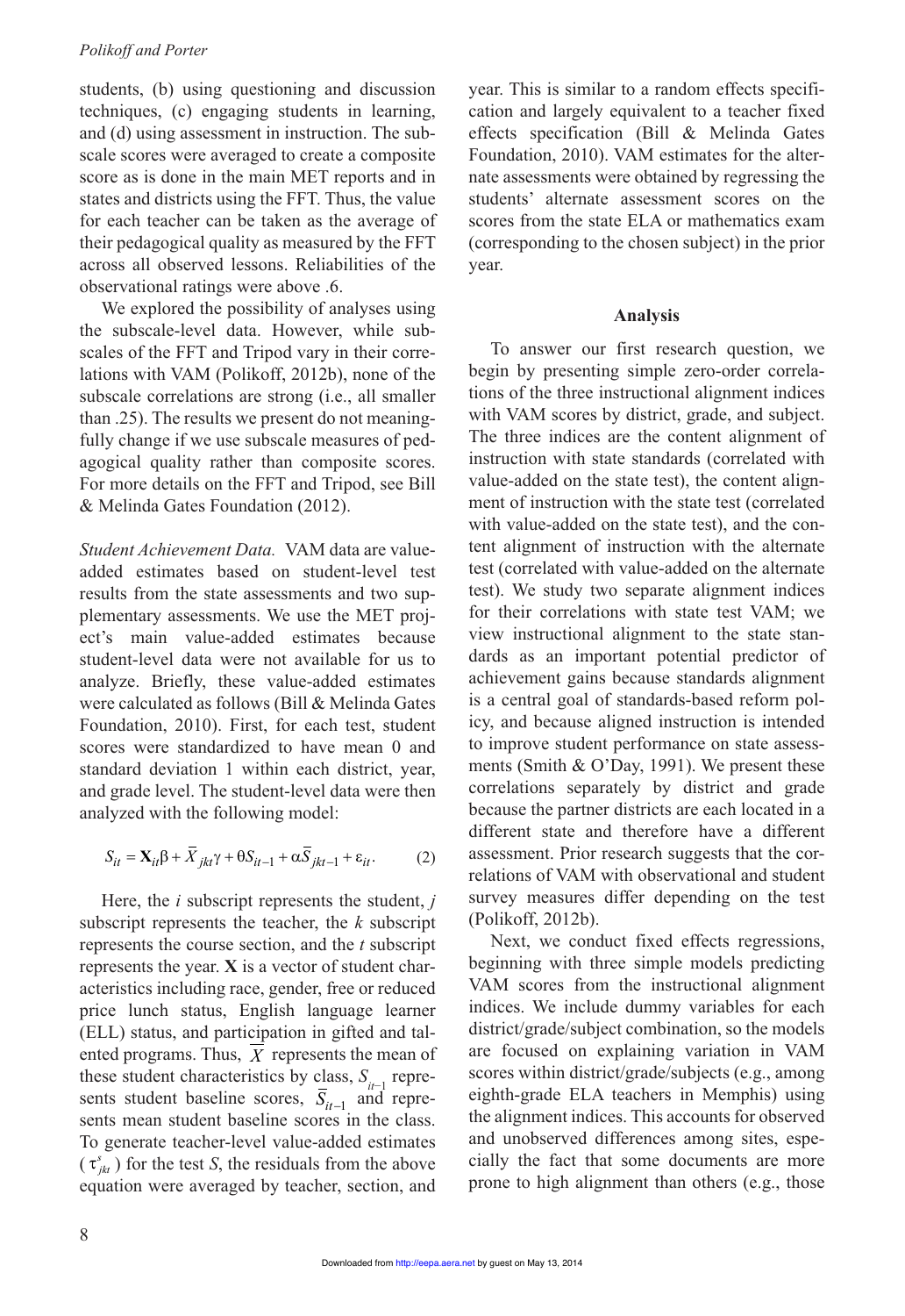students, (b) using questioning and discussion techniques, (c) engaging students in learning, and (d) using assessment in instruction. The subscale scores were averaged to create a composite score as is done in the main MET reports and in states and districts using the FFT. Thus, the value for each teacher can be taken as the average of their pedagogical quality as measured by the FFT across all observed lessons. Reliabilities of the observational ratings were above .6.

We explored the possibility of analyses using the subscale-level data. However, while subscales of the FFT and Tripod vary in their correlations with VAM (Polikoff, 2012b), none of the subscale correlations are strong (i.e., all smaller than .25). The results we present do not meaningfully change if we use subscale measures of pedagogical quality rather than composite scores. For more details on the FFT and Tripod, see Bill & Melinda Gates Foundation (2012).

*Student Achievement Data.* VAM data are value-added estimates based on student-level test results from the state assessments and two supplementary assessments. We use the MET project's main value-added estimates because student-level data were not available for us to analyze. Briefly, these value-added estimates were calculated as follows (Bill & Melinda Gates Foundation, 2010). First, for each test, student scores were standardized to have mean 0 and standard deviation 1 within each district, year, and grade level. The student-level data were then analyzed with the following model:

$$S_{it} = \mathbf{X}_{it}\beta + \overline{X}_{jkt}\gamma + \theta S_{it-1} + \alpha \overline{S}_{jkt-1} + \varepsilon_{it}. \quad (2)$$

Here, the *i* subscript represents the student, *j* subscript represents the teacher, the *k* subscript represents the course section, and the *t* subscript represents the year. $\mathbf{X}$ is a vector of student characteristics including race, gender, free or reduced price lunch status, English language learner (ELL) status, and participation in gifted and talented programs. Thus, $\overline{X}$ represents the mean of these student characteristics by class, $S_{it-1}$ represents student baseline scores, $\overline{S}_{it-1}$ and represents mean student baseline scores in the class. To generate teacher-level value-added estimates ($\tau^{s}_{jkt}$) for the test *S*, the residuals from the above equation were averaged by teacher, section, and year. This is similar to a random effects specification and largely equivalent to a teacher fixed effects specification (Bill & Melinda Gates Foundation, 2010). VAM estimates for the alternate assessments were obtained by regressing the students' alternate assessment scores on the scores from the state ELA or mathematics exam (corresponding to the chosen subject) in the prior year.

## Analysis

To answer our first research question, we begin by presenting simple zero-order correlations of the three instructional alignment indices with VAM scores by district, grade, and subject. The three indices are the content alignment of instruction with state standards (correlated with value-added on the state test), the content alignment of instruction with the state test (correlated with value-added on the state test), and the content alignment of instruction with the alternate test (correlated with value-added on the alternate test). We study two separate alignment indices for their correlations with state test VAM; we view instructional alignment to the state standards as an important potential predictor of achievement gains because standards alignment is a central goal of standards-based reform policy, and because aligned instruction is intended to improve student performance on state assessments (Smith & O'Day, 1991). We present these correlations separately by district and grade because the partner districts are each located in a different state and therefore have a different assessment. Prior research suggests that the correlations of VAM with observational and student survey measures differ depending on the test (Polikoff, 2012b).

Next, we conduct fixed effects regressions, beginning with three simple models predicting VAM scores from the instructional alignment indices. We include dummy variables for each district/grade/subject combination, so the models are focused on explaining variation in VAM scores within district/grade/subjects (e.g., among eighth-grade ELA teachers in Memphis) using the alignment indices. This accounts for observed and unobserved differences among sites, especially the fact that some documents are more prone to high alignment than others (e.g., those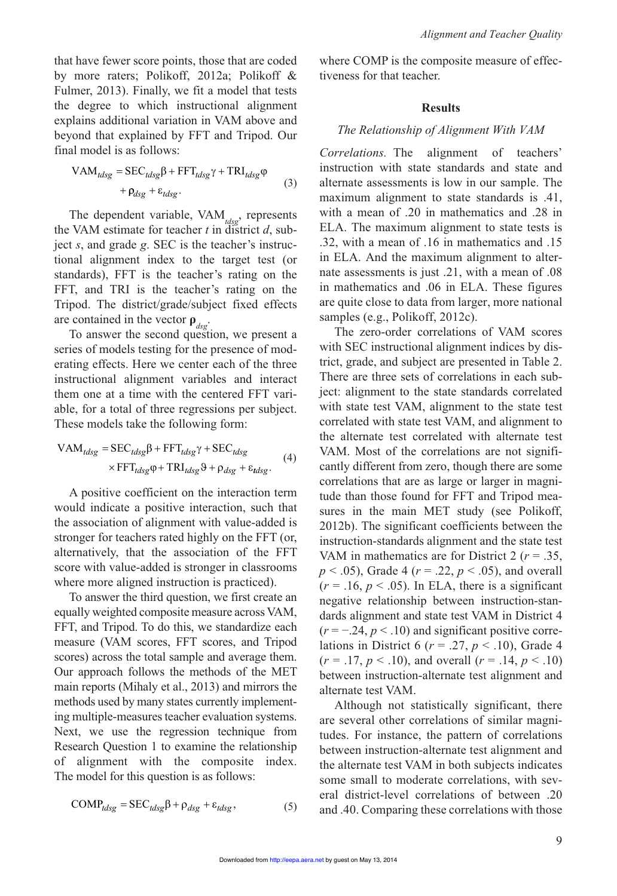that have fewer score points, those that are coded by more raters; Polikoff, 2012a; Polikoff & Fulmer, 2013). Finally, we fit a model that tests the degree to which instructional alignment explains additional variation in VAM above and beyond that explained by FFT and Tripod. Our final model is as follows:

$$\text{VAM}_{tdsg} = \text{SEC}_{tdsg}\beta + \text{FFT}_{tdsg}\gamma + \text{TRI}_{tdsg}\varphi + \rho_{dsg} + \varepsilon_{tdsg}. \quad (3)$$

The dependent variable, $\text{VAM}_{tdsg}$, represents the VAM estimate for teacher $t$ in district $d$, subject $s$, and grade $g$. SEC is the teacher's instructional alignment index to the target test (or standards), FFT is the teacher's rating on the FFT, and TRI is the teacher's rating on the Tripod. The district/grade/subject fixed effects are contained in the vector $\boldsymbol{\rho}_{dsg}$.

To answer the second question, we present a series of models testing for the presence of moderating effects. Here we center each of the three instructional alignment variables and interact them one at a time with the centered FFT variable, for a total of three regressions per subject. These models take the following form:

$$\text{VAM}_{tdsg} = \text{SEC}_{tdsg}\beta + \text{FFT}_{tdsg}\gamma + \text{SEC}_{tdsg} \times \text{FFT}_{tdsg}\varphi + \text{TRI}_{tdsg}\vartheta + \rho_{dsg} + \varepsilon_{tdsg}. \quad (4)$$

A positive coefficient on the interaction term would indicate a positive interaction, such that the association of alignment with value-added is stronger for teachers rated highly on the FFT (or, alternatively, that the association of the FFT score with value-added is stronger in classrooms where more aligned instruction is practiced).

To answer the third question, we first create an equally weighted composite measure across VAM, FFT, and Tripod. To do this, we standardize each measure (VAM scores, FFT scores, and Tripod scores) across the total sample and average them. Our approach follows the methods of the MET main reports (Mihaly et al., 2013) and mirrors the methods used by many states currently implementing multiple-measures teacher evaluation systems. Next, we use the regression technique from Research Question 1 to examine the relationship of alignment with the composite index. The model for this question is as follows:

$$\text{COMP}_{tdsg} = \text{SEC}_{tdsg}\beta + \rho_{dsg} + \varepsilon_{tdsg}, \quad (5)$$

where COMP is the composite measure of effectiveness for that teacher.

## Results

### *The Relationship of Alignment With VAM*

*Correlations.* The alignment of teachers' instruction with state standards and state and alternate assessments is low in our sample. The maximum alignment to state standards is .41, with a mean of .20 in mathematics and .28 in ELA. The maximum alignment to state tests is .32, with a mean of .16 in mathematics and .15 in ELA. And the maximum alignment to alternate assessments is just .21, with a mean of .08 in mathematics and .06 in ELA. These figures are quite close to data from larger, more national samples (e.g., Polikoff, 2012c).

The zero-order correlations of VAM scores with SEC instructional alignment indices by district, grade, and subject are presented in Table 2. There are three sets of correlations in each subject: alignment to the state standards correlated with state test VAM, alignment to the state test correlated with state test VAM, and alignment to the alternate test correlated with alternate test VAM. Most of the correlations are not significantly different from zero, though there are some correlations that are as large or larger in magnitude than those found for FFT and Tripod measures in the main MET study (see Polikoff, 2012b). The significant coefficients between the instruction-standards alignment and the state test VAM in mathematics are for District 2 ($r = .35$, $p < .05$), Grade 4 ($r = .22$, $p < .05$), and overall ($r = .16$, $p < .05$). In ELA, there is a significant negative relationship between instruction-standards alignment and state test VAM in District 4 ($r = -.24$, $p < .10$) and significant positive correlations in District 6 ($r = .27$, $p < .10$), Grade 4 ($r = .17$, $p < .10$), and overall ($r = .14$, $p < .10$) between instruction-alternate test alignment and alternate test VAM.

Although not statistically significant, there are several other correlations of similar magnitudes. For instance, the pattern of correlations between instruction-alternate test alignment and the alternate test VAM in both subjects indicates some small to moderate correlations, with several district-level correlations of between .20 and .40. Comparing these correlations with those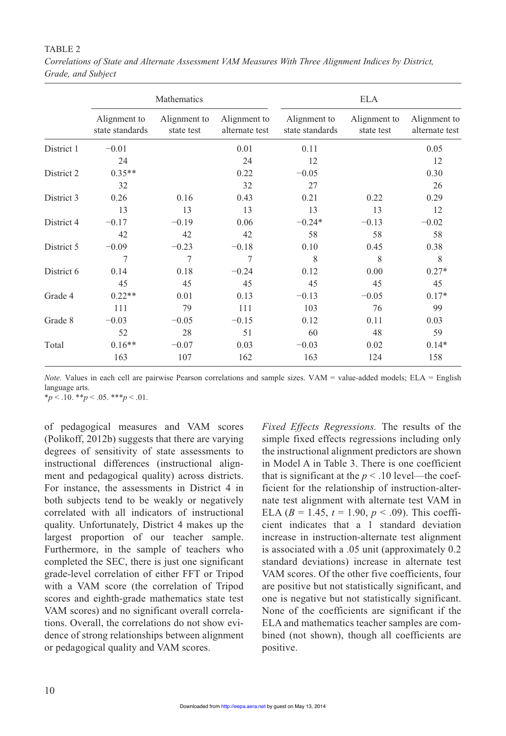TABLE 2

*Correlations of State and Alternate Assessment VAM Measures With Three Alignment Indices by District, Grade, and Subject*

| | Mathematics | | | ELA | | |
|---|---|---|---|---|---|---|
| | Alignment to state standards | Alignment to state test | Alignment to alternate test | Alignment to state standards | Alignment to state test | Alignment to alternate test |
| District 1 | −0.01 | | 0.01 | 0.11 | | 0.05 |
| | 24 | | 24 | 12 | | 12 |
| District 2 | 0.35** | | 0.22 | −0.05 | | 0.30 |
| | 32 | | 32 | 27 | | 26 |
| District 3 | 0.26 | 0.16 | 0.43 | 0.21 | 0.22 | 0.29 |
| | 13 | 13 | 13 | 13 | 13 | 12 |
| District 4 | −0.17 | −0.19 | 0.06 | −0.24* | −0.13 | −0.02 |
| | 42 | 42 | 42 | 58 | 58 | 58 |
| District 5 | −0.09 | −0.23 | −0.18 | 0.10 | 0.45 | 0.38 |
| | 7 | 7 | 7 | 8 | 8 | 8 |
| District 6 | 0.14 | 0.18 | −0.24 | 0.12 | 0.00 | 0.27* |
| | 45 | 45 | 45 | 45 | 45 | 45 |
| Grade 4 | 0.22** | 0.01 | 0.13 | −0.13 | −0.05 | 0.17* |
| | 111 | 79 | 111 | 103 | 76 | 99 |
| Grade 8 | −0.03 | −0.05 | −0.15 | 0.12 | 0.11 | 0.03 |
| | 52 | 28 | 51 | 60 | 48 | 59 |
| Total | 0.16** | −0.07 | 0.03 | −0.03 | 0.02 | 0.14* |
| | 163 | 107 | 162 | 163 | 124 | 158 |

*Note.* Values in each cell are pairwise Pearson correlations and sample sizes. VAM = value-added models; ELA = English language arts.
*$p < .10$. **$p < .05$. ***$p < .01$.

of pedagogical measures and VAM scores (Polikoff, 2012b) suggests that there are varying degrees of sensitivity of state assessments to instructional differences (instructional alignment and pedagogical quality) across districts. For instance, the assessments in District 4 in both subjects tend to be weakly or negatively correlated with all indicators of instructional quality. Unfortunately, District 4 makes up the largest proportion of our teacher sample. Furthermore, in the sample of teachers who completed the SEC, there is just one significant grade-level correlation of either FFT or Tripod with a VAM score (the correlation of Tripod scores and eighth-grade mathematics state test VAM scores) and no significant overall correlations. Overall, the correlations do not show evidence of strong relationships between alignment or pedagogical quality and VAM scores.

*Fixed Effects Regressions.* The results of the simple fixed effects regressions including only the instructional alignment predictors are shown in Model A in Table 3. There is one coefficient that is significant at the $p < .10$ level—the coefficient for the relationship of instruction-alternate test alignment with alternate test VAM in ELA ($B = 1.45$, $t = 1.90$, $p < .09$). This coefficient indicates that a 1 standard deviation increase in instruction-alternate test alignment is associated with a .05 unit (approximately 0.2 standard deviations) increase in alternate test VAM scores. Of the other five coefficients, four are positive but not statistically significant, and one is negative but not statistically significant. None of the coefficients are significant if the ELA and mathematics teacher samples are combined (not shown), though all coefficients are positive.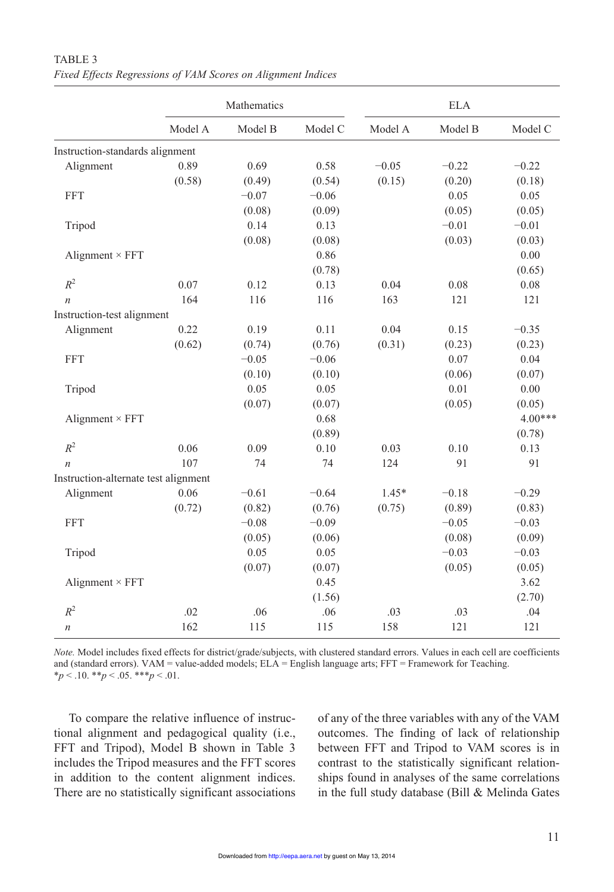TABLE 3

*Fixed Effects Regressions of VAM Scores on Alignment Indices*

| | Mathematics | | | ELA | | |
|---|---|---|---|---|---|---|
| | Model A | Model B | Model C | Model A | Model B | Model C |
| Instruction-standards alignment | | | | | | |
| Alignment | 0.89 | 0.69 | 0.58 | −0.05 | −0.22 | −0.22 |
| | (0.58) | (0.49) | (0.54) | (0.15) | (0.20) | (0.18) |
| FFT | | −0.07 | −0.06 | | 0.05 | 0.05 |
| | | (0.08) | (0.09) | | (0.05) | (0.05) |
| Tripod | | 0.14 | 0.13 | | −0.01 | −0.01 |
| | | (0.08) | (0.08) | | (0.03) | (0.03) |
| Alignment × FFT | | | 0.86 | | | 0.00 |
| | | | (0.78) | | | (0.65) |
| $R^2$ | 0.07 | 0.12 | 0.13 | 0.04 | 0.08 | 0.08 |
| $n$ | 164 | 116 | 116 | 163 | 121 | 121 |
| Instruction-test alignment | | | | | | |
| Alignment | 0.22 | 0.19 | 0.11 | 0.04 | 0.15 | −0.35 |
| | (0.62) | (0.74) | (0.76) | (0.31) | (0.23) | (0.23) |
| FFT | | −0.05 | −0.06 | | 0.07 | 0.04 |
| | | (0.10) | (0.10) | | (0.06) | (0.07) |
| Tripod | | 0.05 | 0.05 | | 0.01 | 0.00 |
| | | (0.07) | (0.07) | | (0.05) | (0.05) |
| Alignment × FFT | | | 0.68 | | | 4.00*** |
| | | | (0.89) | | | (0.78) |
| $R^2$ | 0.06 | 0.09 | 0.10 | 0.03 | 0.10 | 0.13 |
| $n$ | 107 | 74 | 74 | 124 | 91 | 91 |
| Instruction-alternate test alignment | | | | | | |
| Alignment | 0.06 | −0.61 | −0.64 | 1.45* | −0.18 | −0.29 |
| | (0.72) | (0.82) | (0.76) | (0.75) | (0.89) | (0.83) |
| FFT | | −0.08 | −0.09 | | −0.05 | −0.03 |
| | | (0.05) | (0.06) | | (0.08) | (0.09) |
| Tripod | | 0.05 | 0.05 | | −0.03 | −0.03 |
| | | (0.07) | (0.07) | | (0.05) | (0.05) |
| Alignment × FFT | | | 0.45 | | | 3.62 |
| | | | (1.56) | | | (2.70) |
| $R^2$ | .02 | .06 | .06 | .03 | .03 | .04 |
| $n$ | 162 | 115 | 115 | 158 | 121 | 121 |

*Note.* Model includes fixed effects for district/grade/subjects, with clustered standard errors. Values in each cell are coefficients and (standard errors). VAM = value-added models; ELA = English language arts; FFT = Framework for Teaching.
*$p < .10$. **$p < .05$. ***$p < .01$.

To compare the relative influence of instructional alignment and pedagogical quality (i.e., FFT and Tripod), Model B shown in Table 3 includes the Tripod measures and the FFT scores in addition to the content alignment indices. There are no statistically significant associations of any of the three variables with any of the VAM outcomes. The finding of lack of relationship between FFT and Tripod to VAM scores is in contrast to the statistically significant relationships found in analyses of the same correlations in the full study database (Bill & Melinda Gates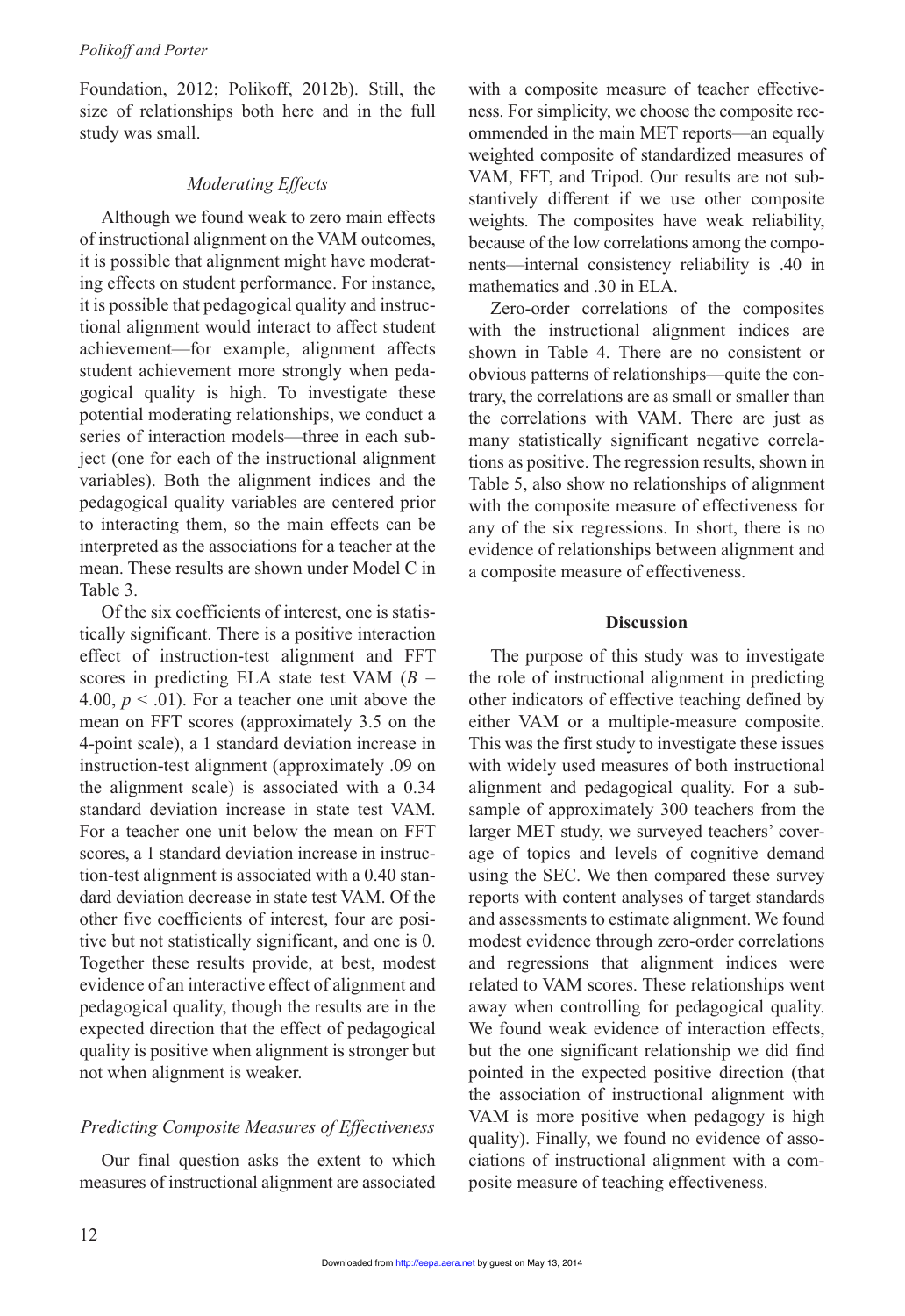Foundation, 2012; Polikoff, 2012b). Still, the size of relationships both here and in the full study was small.

### *Moderating Effects*

Although we found weak to zero main effects of instructional alignment on the VAM outcomes, it is possible that alignment might have moderating effects on student performance. For instance, it is possible that pedagogical quality and instructional alignment would interact to affect student achievement—for example, alignment affects student achievement more strongly when pedagogical quality is high. To investigate these potential moderating relationships, we conduct a series of interaction models—three in each subject (one for each of the instructional alignment variables). Both the alignment indices and the pedagogical quality variables are centered prior to interacting them, so the main effects can be interpreted as the associations for a teacher at the mean. These results are shown under Model C in Table 3.

Of the six coefficients of interest, one is statistically significant. There is a positive interaction effect of instruction-test alignment and FFT scores in predicting ELA state test VAM ($B = 4.00$, $p < .01$). For a teacher one unit above the mean on FFT scores (approximately 3.5 on the 4-point scale), a 1 standard deviation increase in instruction-test alignment (approximately .09 on the alignment scale) is associated with a 0.34 standard deviation increase in state test VAM. For a teacher one unit below the mean on FFT scores, a 1 standard deviation increase in instruction-test alignment is associated with a 0.40 standard deviation decrease in state test VAM. Of the other five coefficients of interest, four are positive but not statistically significant, and one is 0. Together these results provide, at best, modest evidence of an interactive effect of alignment and pedagogical quality, though the results are in the expected direction that the effect of pedagogical quality is positive when alignment is stronger but not when alignment is weaker.

### *Predicting Composite Measures of Effectiveness*

Our final question asks the extent to which measures of instructional alignment are associated with a composite measure of teacher effectiveness. For simplicity, we choose the composite recommended in the main MET reports—an equally weighted composite of standardized measures of VAM, FFT, and Tripod. Our results are not substantively different if we use other composite weights. The composites have weak reliability, because of the low correlations among the components—internal consistency reliability is .40 in mathematics and .30 in ELA.

Zero-order correlations of the composites with the instructional alignment indices are shown in Table 4. There are no consistent or obvious patterns of relationships—quite the contrary, the correlations are as small or smaller than the correlations with VAM. There are just as many statistically significant negative correlations as positive. The regression results, shown in Table 5, also show no relationships of alignment with the composite measure of effectiveness for any of the six regressions. In short, there is no evidence of relationships between alignment and a composite measure of effectiveness.

## Discussion

The purpose of this study was to investigate the role of instructional alignment in predicting other indicators of effective teaching defined by either VAM or a multiple-measure composite. This was the first study to investigate these issues with widely used measures of both instructional alignment and pedagogical quality. For a subsample of approximately 300 teachers from the larger MET study, we surveyed teachers' coverage of topics and levels of cognitive demand using the SEC. We then compared these survey reports with content analyses of target standards and assessments to estimate alignment. We found modest evidence through zero-order correlations and regressions that alignment indices were related to VAM scores. These relationships went away when controlling for pedagogical quality. We found weak evidence of interaction effects, but the one significant relationship we did find pointed in the expected positive direction (that the association of instructional alignment with VAM is more positive when pedagogy is high quality). Finally, we found no evidence of associations of instructional alignment with a composite measure of teaching effectiveness.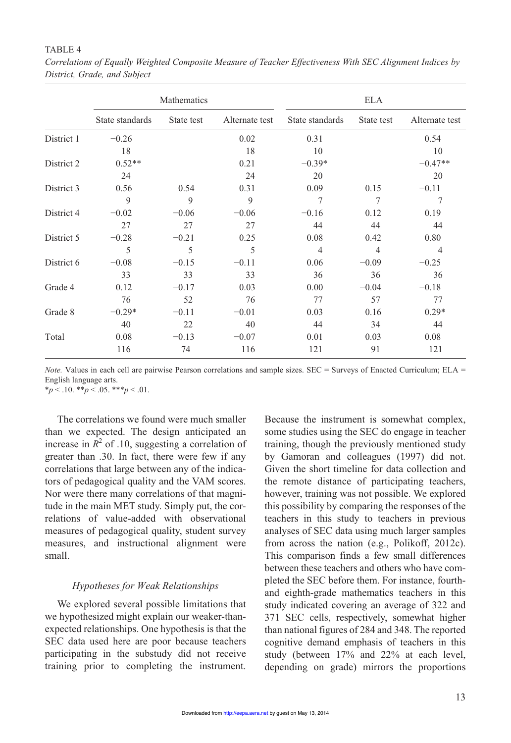TABLE 4

*Correlations of Equally Weighted Composite Measure of Teacher Effectiveness With SEC Alignment Indices by District, Grade, and Subject*

| | Mathematics | | | ELA | | |
|---|---|---|---|---|---|---|
| | State standards | State test | Alternate test | State standards | State test | Alternate test |
| District 1 | −0.26 | | 0.02 | 0.31 | | 0.54 |
| | 18 | | 18 | 10 | | 10 |
| District 2 | 0.52** | | 0.21 | −0.39* | | −0.47** |
| | 24 | | 24 | 20 | | 20 |
| District 3 | 0.56 | 0.54 | 0.31 | 0.09 | 0.15 | −0.11 |
| | 9 | 9 | 9 | 7 | 7 | 7 |
| District 4 | −0.02 | −0.06 | −0.06 | −0.16 | 0.12 | 0.19 |
| | 27 | 27 | 27 | 44 | 44 | 44 |
| District 5 | −0.28 | −0.21 | 0.25 | 0.08 | 0.42 | 0.80 |
| | 5 | 5 | 5 | 4 | 4 | 4 |
| District 6 | −0.08 | −0.15 | −0.11 | 0.06 | −0.09 | −0.25 |
| | 33 | 33 | 33 | 36 | 36 | 36 |
| Grade 4 | 0.12 | −0.17 | 0.03 | 0.00 | −0.04 | −0.18 |
| | 76 | 52 | 76 | 77 | 57 | 77 |
| Grade 8 | −0.29* | −0.11 | −0.01 | 0.03 | 0.16 | 0.29* |
| | 40 | 22 | 40 | 44 | 34 | 44 |
| Total | 0.08 | −0.13 | −0.07 | 0.01 | 0.03 | 0.08 |
| | 116 | 74 | 116 | 121 | 91 | 121 |

*Note.* Values in each cell are pairwise Pearson correlations and sample sizes. SEC = Surveys of Enacted Curriculum; ELA = English language arts.
$*p < .10$. $**p < .05$. $***p < .01$.

The correlations we found were much smaller than we expected. The design anticipated an increase in $R^2$ of .10, suggesting a correlation of greater than .30. In fact, there were few if any correlations that large between any of the indicators of pedagogical quality and the VAM scores. Nor were there many correlations of that magnitude in the main MET study. Simply put, the correlations of value-added with observational measures of pedagogical quality, student survey measures, and instructional alignment were small.

### *Hypotheses for Weak Relationships*

We explored several possible limitations that we hypothesized might explain our weaker-than-expected relationships. One hypothesis is that the SEC data used here are poor because teachers participating in the substudy did not receive training prior to completing the instrument. Because the instrument is somewhat complex, some studies using the SEC do engage in teacher training, though the previously mentioned study by Gamoran and colleagues (1997) did not. Given the short timeline for data collection and the remote distance of participating teachers, however, training was not possible. We explored this possibility by comparing the responses of the teachers in this study to teachers in previous analyses of SEC data using much larger samples from across the nation (e.g., Polikoff, 2012c). This comparison finds a few small differences between these teachers and others who have completed the SEC before them. For instance, fourth- and eighth-grade mathematics teachers in this study indicated covering an average of 322 and 371 SEC cells, respectively, somewhat higher than national figures of 284 and 348. The reported cognitive demand emphasis of teachers in this study (between 17% and 22% at each level, depending on grade) mirrors the proportions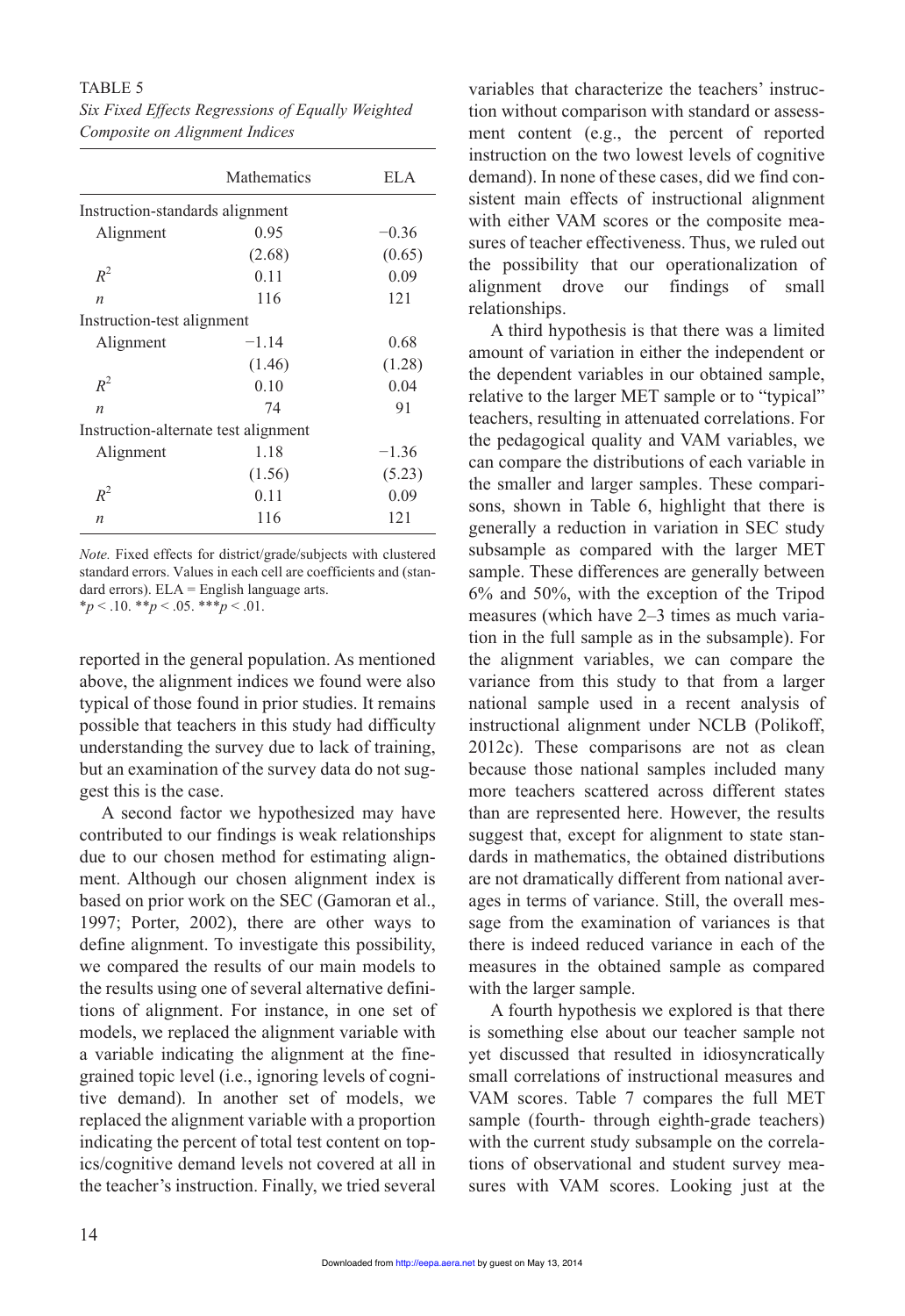TABLE 5

*Six Fixed Effects Regressions of Equally Weighted Composite on Alignment Indices*

| | Mathematics | ELA |
|---|---|---|
| Instruction-standards alignment | | |
| Alignment | 0.95 | −0.36 |
| | (2.68) | (0.65) |
| $R^2$ | 0.11 | 0.09 |
| *n* | 116 | 121 |
| Instruction-test alignment | | |
| Alignment | −1.14 | 0.68 |
| | (1.46) | (1.28) |
| $R^2$ | 0.10 | 0.04 |
| *n* | 74 | 91 |
| Instruction-alternate test alignment | | |
| Alignment | 1.18 | −1.36 |
| | (1.56) | (5.23) |
| $R^2$ | 0.11 | 0.09 |
| *n* | 116 | 121 |

*Note.* Fixed effects for district/grade/subjects with clustered standard errors. Values in each cell are coefficients and (standard errors). ELA = English language arts.
*$p < .10$. **$p < .05$. ***$p < .01$.

reported in the general population. As mentioned above, the alignment indices we found were also typical of those found in prior studies. It remains possible that teachers in this study had difficulty understanding the survey due to lack of training, but an examination of the survey data do not suggest this is the case.

A second factor we hypothesized may have contributed to our findings is weak relationships due to our chosen method for estimating alignment. Although our chosen alignment index is based on prior work on the SEC (Gamoran et al., 1997; Porter, 2002), there are other ways to define alignment. To investigate this possibility, we compared the results of our main models to the results using one of several alternative definitions of alignment. For instance, in one set of models, we replaced the alignment variable with a variable indicating the alignment at the fine-grained topic level (i.e., ignoring levels of cognitive demand). In another set of models, we replaced the alignment variable with a proportion indicating the percent of total test content on topics/cognitive demand levels not covered at all in the teacher's instruction. Finally, we tried several variables that characterize the teachers' instruction without comparison with standard or assessment content (e.g., the percent of reported instruction on the two lowest levels of cognitive demand). In none of these cases, did we find consistent main effects of instructional alignment with either VAM scores or the composite measures of teacher effectiveness. Thus, we ruled out the possibility that our operationalization of alignment drove our findings of small relationships.

A third hypothesis is that there was a limited amount of variation in either the independent or the dependent variables in our obtained sample, relative to the larger MET sample or to "typical" teachers, resulting in attenuated correlations. For the pedagogical quality and VAM variables, we can compare the distributions of each variable in the smaller and larger samples. These comparisons, shown in Table 6, highlight that there is generally a reduction in variation in SEC study subsample as compared with the larger MET sample. These differences are generally between 6% and 50%, with the exception of the Tripod measures (which have 2–3 times as much variation in the full sample as in the subsample). For the alignment variables, we can compare the variance from this study to that from a larger national sample used in a recent analysis of instructional alignment under NCLB (Polikoff, 2012c). These comparisons are not as clean because those national samples included many more teachers scattered across different states than are represented here. However, the results suggest that, except for alignment to state standards in mathematics, the obtained distributions are not dramatically different from national averages in terms of variance. Still, the overall message from the examination of variances is that there is indeed reduced variance in each of the measures in the obtained sample as compared with the larger sample.

A fourth hypothesis we explored is that there is something else about our teacher sample not yet discussed that resulted in idiosyncratically small correlations of instructional measures and VAM scores. Table 7 compares the full MET sample (fourth- through eighth-grade teachers) with the current study subsample on the correlations of observational and student survey measures with VAM scores. Looking just at the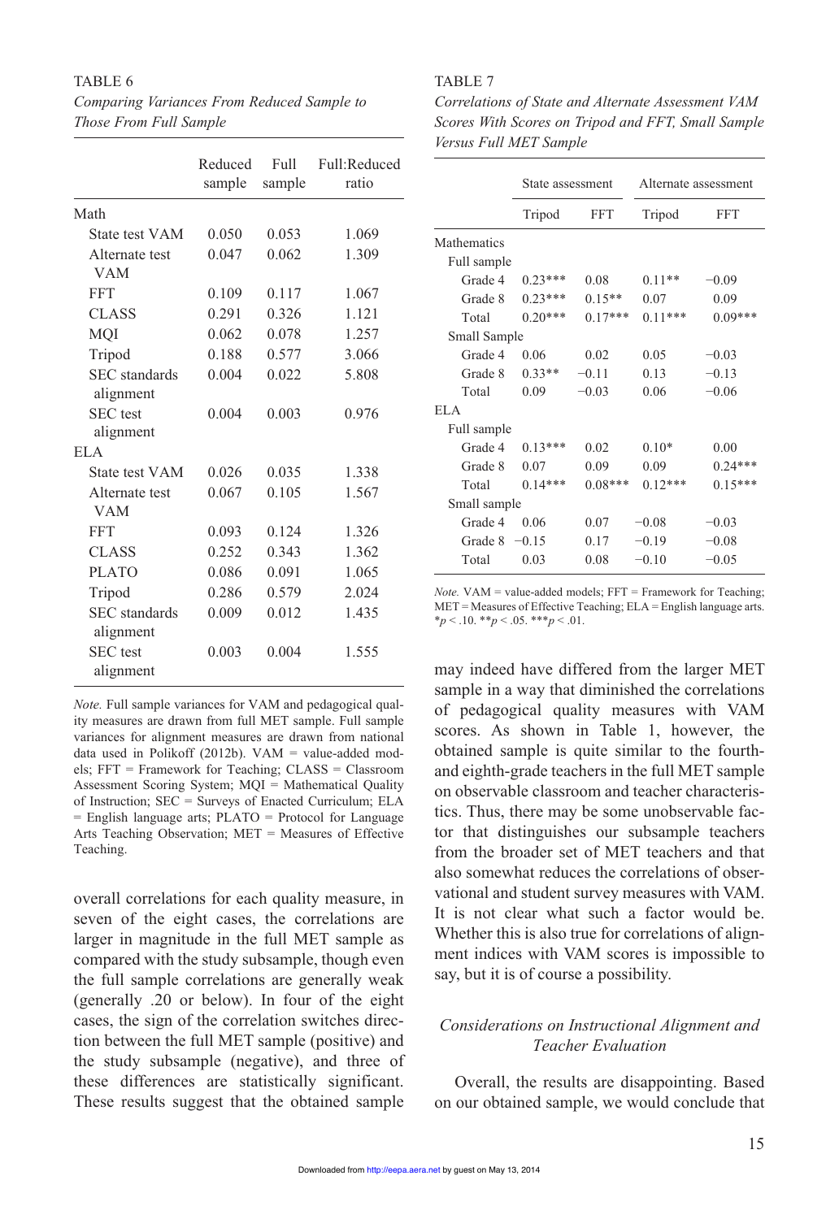TABLE 6

*Comparing Variances From Reduced Sample to Those From Full Sample*

| | Reduced sample | Full sample | Full:Reduced ratio |
|---|---|---|---|
| Math | | | |
| State test VAM | 0.050 | 0.053 | 1.069 |
| Alternate test VAM | 0.047 | 0.062 | 1.309 |
| FFT | 0.109 | 0.117 | 1.067 |
| CLASS | 0.291 | 0.326 | 1.121 |
| MQI | 0.062 | 0.078 | 1.257 |
| Tripod | 0.188 | 0.577 | 3.066 |
| SEC standards alignment | 0.004 | 0.022 | 5.808 |
| SEC test alignment | 0.004 | 0.003 | 0.976 |
| ELA | | | |
| State test VAM | 0.026 | 0.035 | 1.338 |
| Alternate test VAM | 0.067 | 0.105 | 1.567 |
| FFT | 0.093 | 0.124 | 1.326 |
| CLASS | 0.252 | 0.343 | 1.362 |
| PLATO | 0.086 | 0.091 | 1.065 |
| Tripod | 0.286 | 0.579 | 2.024 |
| SEC standards alignment | 0.009 | 0.012 | 1.435 |
| SEC test alignment | 0.003 | 0.004 | 1.555 |

*Note.* Full sample variances for VAM and pedagogical quality measures are drawn from full MET sample. Full sample variances for alignment measures are drawn from national data used in Polikoff (2012b). VAM = value-added models; FFT = Framework for Teaching; CLASS = Classroom Assessment Scoring System; MQI = Mathematical Quality of Instruction; SEC = Surveys of Enacted Curriculum; ELA = English language arts; PLATO = Protocol for Language Arts Teaching Observation; MET = Measures of Effective Teaching.

overall correlations for each quality measure, in seven of the eight cases, the correlations are larger in magnitude in the full MET sample as compared with the study subsample, though even the full sample correlations are generally weak (generally .20 or below). In four of the eight cases, the sign of the correlation switches direction between the full MET sample (positive) and the study subsample (negative), and three of these differences are statistically significant. These results suggest that the obtained sample may indeed have differed from the larger MET sample in a way that diminished the correlations of pedagogical quality measures with VAM scores. As shown in Table 1, however, the obtained sample is quite similar to the fourth- and eighth-grade teachers in the full MET sample on observable classroom and teacher characteristics. Thus, there may be some unobservable factor that distinguishes our subsample teachers from the broader set of MET teachers and that also somewhat reduces the correlations of observational and student survey measures with VAM. It is not clear what such a factor would be. Whether this is also true for correlations of alignment indices with VAM scores is impossible to say, but it is of course a possibility.

TABLE 7

*Correlations of State and Alternate Assessment VAM Scores With Scores on Tripod and FFT, Small Sample Versus Full MET Sample*

| | State assessment | | Alternate assessment | |
|---|---|---|---|---|
| | Tripod | FFT | Tripod | FFT |
| Mathematics | | | | |
| Full sample | | | | |
| Grade 4 | 0.23*** | 0.08 | 0.11** | −0.09 |
| Grade 8 | 0.23*** | 0.15** | 0.07 | 0.09 |
| Total | 0.20*** | 0.17*** | 0.11*** | 0.09*** |
| Small Sample | | | | |
| Grade 4 | 0.06 | 0.02 | 0.05 | −0.03 |
| Grade 8 | 0.33** | −0.11 | 0.13 | −0.13 |
| Total | 0.09 | −0.03 | 0.06 | −0.06 |
| ELA | | | | |
| Full sample | | | | |
| Grade 4 | 0.13*** | 0.02 | 0.10* | 0.00 |
| Grade 8 | 0.07 | 0.09 | 0.09 | 0.24*** |
| Total | 0.14*** | 0.08*** | 0.12*** | 0.15*** |
| Small sample | | | | |
| Grade 4 | 0.06 | 0.07 | −0.08 | −0.03 |
| Grade 8 | −0.15 | 0.17 | −0.19 | −0.08 |
| Total | 0.03 | 0.08 | −0.10 | −0.05 |

*Note.* VAM = value-added models; FFT = Framework for Teaching; MET = Measures of Effective Teaching; ELA = English language arts. *$p < .10$. **$p < .05$. ***$p < .01$.

### *Considerations on Instructional Alignment and Teacher Evaluation*

Overall, the results are disappointing. Based on our obtained sample, we would conclude that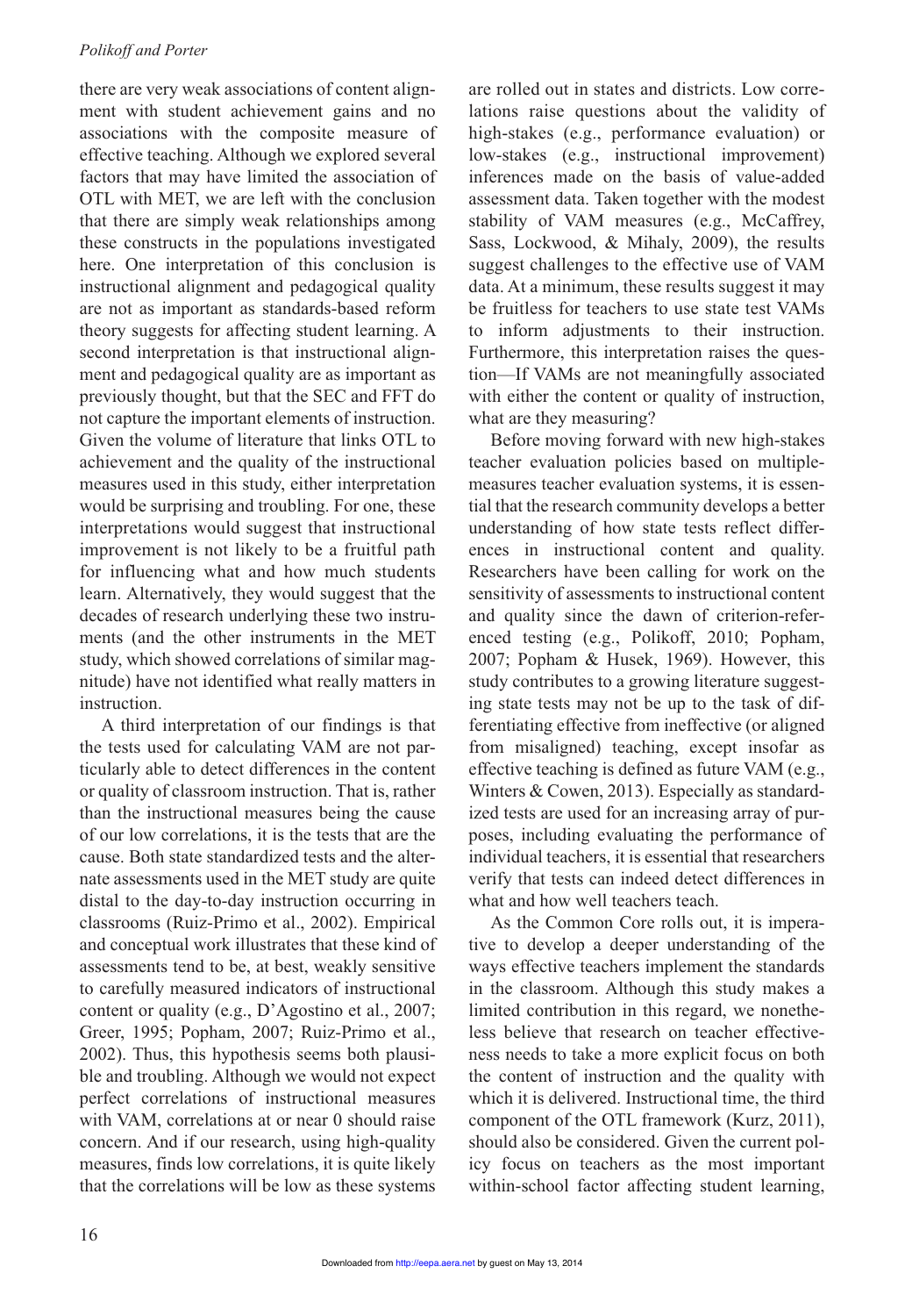there are very weak associations of content alignment with student achievement gains and no associations with the composite measure of effective teaching. Although we explored several factors that may have limited the association of OTL with MET, we are left with the conclusion that there are simply weak relationships among these constructs in the populations investigated here. One interpretation of this conclusion is instructional alignment and pedagogical quality are not as important as standards-based reform theory suggests for affecting student learning. A second interpretation is that instructional alignment and pedagogical quality are as important as previously thought, but that the SEC and FFT do not capture the important elements of instruction. Given the volume of literature that links OTL to achievement and the quality of the instructional measures used in this study, either interpretation would be surprising and troubling. For one, these interpretations would suggest that instructional improvement is not likely to be a fruitful path for influencing what and how much students learn. Alternatively, they would suggest that the decades of research underlying these two instruments (and the other instruments in the MET study, which showed correlations of similar magnitude) have not identified what really matters in instruction.

A third interpretation of our findings is that the tests used for calculating VAM are not particularly able to detect differences in the content or quality of classroom instruction. That is, rather than the instructional measures being the cause of our low correlations, it is the tests that are the cause. Both state standardized tests and the alternate assessments used in the MET study are quite distal to the day-to-day instruction occurring in classrooms (Ruiz-Primo et al., 2002). Empirical and conceptual work illustrates that these kind of assessments tend to be, at best, weakly sensitive to carefully measured indicators of instructional content or quality (e.g., D'Agostino et al., 2007; Greer, 1995; Popham, 2007; Ruiz-Primo et al., 2002). Thus, this hypothesis seems both plausible and troubling. Although we would not expect perfect correlations of instructional measures with VAM, correlations at or near 0 should raise concern. And if our research, using high-quality measures, finds low correlations, it is quite likely that the correlations will be low as these systems are rolled out in states and districts. Low correlations raise questions about the validity of high-stakes (e.g., performance evaluation) or low-stakes (e.g., instructional improvement) inferences made on the basis of value-added assessment data. Taken together with the modest stability of VAM measures (e.g., McCaffrey, Sass, Lockwood, & Mihaly, 2009), the results suggest challenges to the effective use of VAM data. At a minimum, these results suggest it may be fruitless for teachers to use state test VAMs to inform adjustments to their instruction. Furthermore, this interpretation raises the question—If VAMs are not meaningfully associated with either the content or quality of instruction, what are they measuring?

Before moving forward with new high-stakes teacher evaluation policies based on multiple-measures teacher evaluation systems, it is essential that the research community develops a better understanding of how state tests reflect differences in instructional content and quality. Researchers have been calling for work on the sensitivity of assessments to instructional content and quality since the dawn of criterion-referenced testing (e.g., Polikoff, 2010; Popham, 2007; Popham & Husek, 1969). However, this study contributes to a growing literature suggesting state tests may not be up to the task of differentiating effective from ineffective (or aligned from misaligned) teaching, except insofar as effective teaching is defined as future VAM (e.g., Winters & Cowen, 2013). Especially as standardized tests are used for an increasing array of purposes, including evaluating the performance of individual teachers, it is essential that researchers verify that tests can indeed detect differences in what and how well teachers teach.

As the Common Core rolls out, it is imperative to develop a deeper understanding of the ways effective teachers implement the standards in the classroom. Although this study makes a limited contribution in this regard, we nonetheless believe that research on teacher effectiveness needs to take a more explicit focus on both the content of instruction and the quality with which it is delivered. Instructional time, the third component of the OTL framework (Kurz, 2011), should also be considered. Given the current policy focus on teachers as the most important within-school factor affecting student learning,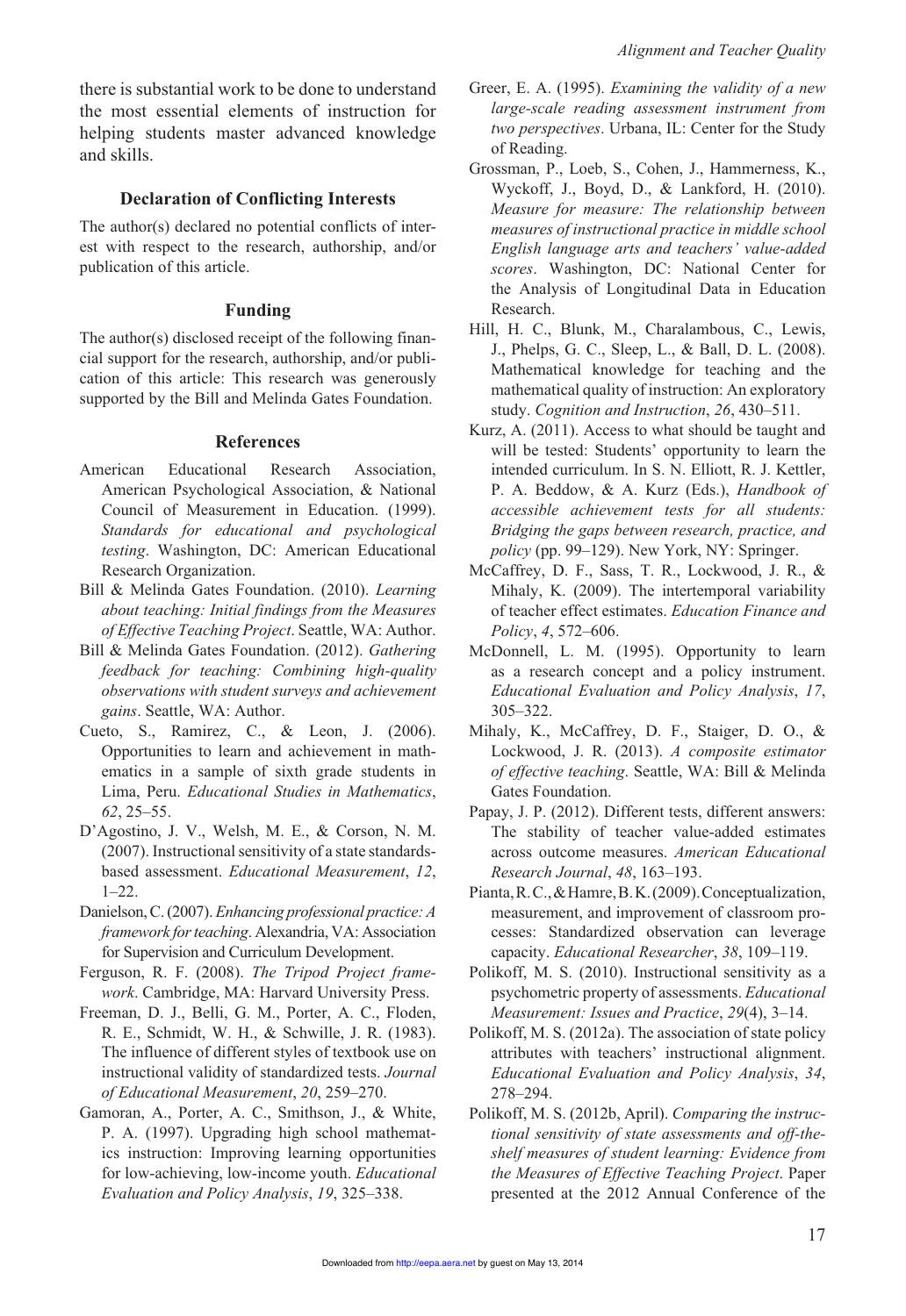there is substantial work to be done to understand the most essential elements of instruction for helping students master advanced knowledge and skills.

### Declaration of Conflicting Interests

The author(s) declared no potential conflicts of interest with respect to the research, authorship, and/or publication of this article.

### Funding

The author(s) disclosed receipt of the following financial support for the research, authorship, and/or publication of this article: This research was generously supported by the Bill and Melinda Gates Foundation.

### References

American Educational Research Association, American Psychological Association, & National Council of Measurement in Education. (1999). *Standards for educational and psychological testing*. Washington, DC: American Educational Research Organization.

Bill & Melinda Gates Foundation. (2010). *Learning about teaching: Initial findings from the Measures of Effective Teaching Project*. Seattle, WA: Author.

Bill & Melinda Gates Foundation. (2012). *Gathering feedback for teaching: Combining high-quality observations with student surveys and achievement gains*. Seattle, WA: Author.

Cueto, S., Ramirez, C., & Leon, J. (2006). Opportunities to learn and achievement in mathematics in a sample of sixth grade students in Lima, Peru. *Educational Studies in Mathematics*, *62*, 25–55.

D'Agostino, J. V., Welsh, M. E., & Corson, N. M. (2007). Instructional sensitivity of a state standards-based assessment. *Educational Measurement*, *12*, 1–22.

Danielson, C. (2007). *Enhancing professional practice: A framework for teaching*. Alexandria, VA: Association for Supervision and Curriculum Development.

Ferguson, R. F. (2008). *The Tripod Project framework*. Cambridge, MA: Harvard University Press.

Freeman, D. J., Belli, G. M., Porter, A. C., Floden, R. E., Schmidt, W. H., & Schwille, J. R. (1983). The influence of different styles of textbook use on instructional validity of standardized tests. *Journal of Educational Measurement*, *20*, 259–270.

Gamoran, A., Porter, A. C., Smithson, J., & White, P. A. (1997). Upgrading high school mathematics instruction: Improving learning opportunities for low-achieving, low-income youth. *Educational Evaluation and Policy Analysis*, *19*, 325–338.

Greer, E. A. (1995). *Examining the validity of a new large-scale reading assessment instrument from two perspectives*. Urbana, IL: Center for the Study of Reading.

Grossman, P., Loeb, S., Cohen, J., Hammerness, K., Wyckoff, J., Boyd, D., & Lankford, H. (2010). *Measure for measure: The relationship between measures of instructional practice in middle school English language arts and teachers' value-added scores*. Washington, DC: National Center for the Analysis of Longitudinal Data in Education Research.

Hill, H. C., Blunk, M., Charalambous, C., Lewis, J., Phelps, G. C., Sleep, L., & Ball, D. L. (2008). Mathematical knowledge for teaching and the mathematical quality of instruction: An exploratory study. *Cognition and Instruction*, *26*, 430–511.

Kurz, A. (2011). Access to what should be taught and will be tested: Students' opportunity to learn the intended curriculum. In S. N. Elliott, R. J. Kettler, P. A. Beddow, & A. Kurz (Eds.), *Handbook of accessible achievement tests for all students: Bridging the gaps between research, practice, and policy* (pp. 99–129). New York, NY: Springer.

McCaffrey, D. F., Sass, T. R., Lockwood, J. R., & Mihaly, K. (2009). The intertemporal variability of teacher effect estimates. *Education Finance and Policy*, *4*, 572–606.

McDonnell, L. M. (1995). Opportunity to learn as a research concept and a policy instrument. *Educational Evaluation and Policy Analysis*, *17*, 305–322.

Mihaly, K., McCaffrey, D. F., Staiger, D. O., & Lockwood, J. R. (2013). *A composite estimator of effective teaching*. Seattle, WA: Bill & Melinda Gates Foundation.

Papay, J. P. (2012). Different tests, different answers: The stability of teacher value-added estimates across outcome measures. *American Educational Research Journal*, *48*, 163–193.

Pianta, R. C., & Hamre, B. K. (2009). Conceptualization, measurement, and improvement of classroom processes: Standardized observation can leverage capacity. *Educational Researcher*, *38*, 109–119.

Polikoff, M. S. (2010). Instructional sensitivity as a psychometric property of assessments. *Educational Measurement: Issues and Practice*, *29*(4), 3–14.

Polikoff, M. S. (2012a). The association of state policy attributes with teachers' instructional alignment. *Educational Evaluation and Policy Analysis*, *34*, 278–294.

Polikoff, M. S. (2012b, April). *Comparing the instructional sensitivity of state assessments and off-the-shelf measures of student learning: Evidence from the Measures of Effective Teaching Project*. Paper presented at the 2012 Annual Conference of the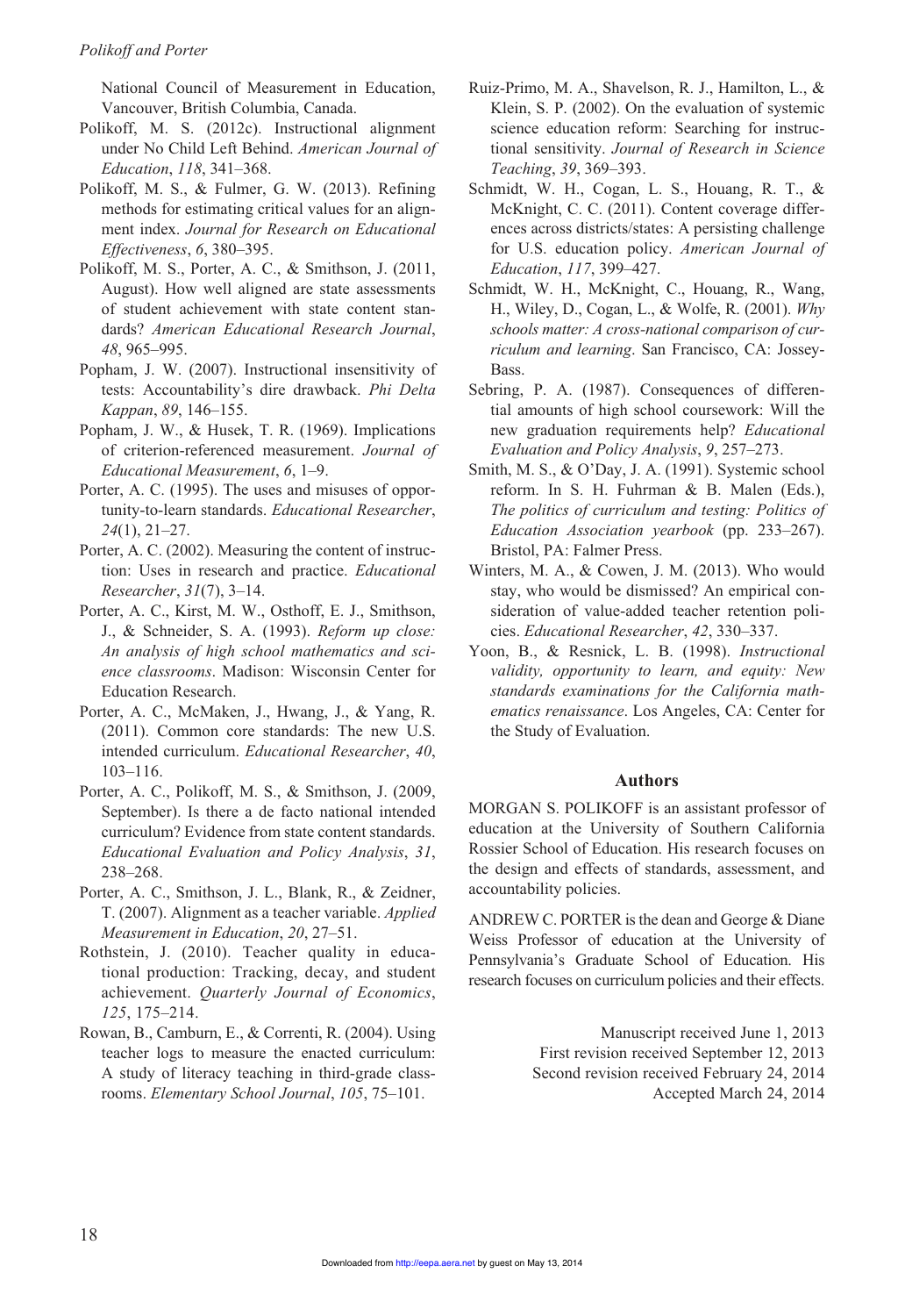National Council of Measurement in Education, Vancouver, British Columbia, Canada.

Polikoff, M. S. (2012c). Instructional alignment under No Child Left Behind. *American Journal of Education*, *118*, 341–368.

Polikoff, M. S., & Fulmer, G. W. (2013). Refining methods for estimating critical values for an alignment index. *Journal for Research on Educational Effectiveness*, *6*, 380–395.

Polikoff, M. S., Porter, A. C., & Smithson, J. (2011, August). How well aligned are state assessments of student achievement with state content standards? *American Educational Research Journal*, *48*, 965–995.

Popham, J. W. (2007). Instructional insensitivity of tests: Accountability's dire drawback. *Phi Delta Kappan*, *89*, 146–155.

Popham, J. W., & Husek, T. R. (1969). Implications of criterion-referenced measurement. *Journal of Educational Measurement*, *6*, 1–9.

Porter, A. C. (1995). The uses and misuses of opportunity-to-learn standards. *Educational Researcher*, *24*(1), 21–27.

Porter, A. C. (2002). Measuring the content of instruction: Uses in research and practice. *Educational Researcher*, *31*(7), 3–14.

Porter, A. C., Kirst, M. W., Osthoff, E. J., Smithson, J., & Schneider, S. A. (1993). *Reform up close: An analysis of high school mathematics and science classrooms*. Madison: Wisconsin Center for Education Research.

Porter, A. C., McMaken, J., Hwang, J., & Yang, R. (2011). Common core standards: The new U.S. intended curriculum. *Educational Researcher*, *40*, 103–116.

Porter, A. C., Polikoff, M. S., & Smithson, J. (2009, September). Is there a de facto national intended curriculum? Evidence from state content standards. *Educational Evaluation and Policy Analysis*, *31*, 238–268.

Porter, A. C., Smithson, J. L., Blank, R., & Zeidner, T. (2007). Alignment as a teacher variable. *Applied Measurement in Education*, *20*, 27–51.

Rothstein, J. (2010). Teacher quality in educational production: Tracking, decay, and student achievement. *Quarterly Journal of Economics*, *125*, 175–214.

Rowan, B., Camburn, E., & Correnti, R. (2004). Using teacher logs to measure the enacted curriculum: A study of literacy teaching in third-grade classrooms. *Elementary School Journal*, *105*, 75–101.

Ruiz-Primo, M. A., Shavelson, R. J., Hamilton, L., & Klein, S. P. (2002). On the evaluation of systemic science education reform: Searching for instructional sensitivity. *Journal of Research in Science Teaching*, *39*, 369–393.

Schmidt, W. H., Cogan, L. S., Houang, R. T., & McKnight, C. C. (2011). Content coverage differences across districts/states: A persisting challenge for U.S. education policy. *American Journal of Education*, *117*, 399–427.

Schmidt, W. H., McKnight, C., Houang, R., Wang, H., Wiley, D., Cogan, L., & Wolfe, R. (2001). *Why schools matter: A cross-national comparison of curriculum and learning*. San Francisco, CA: Jossey-Bass.

Sebring, P. A. (1987). Consequences of differential amounts of high school coursework: Will the new graduation requirements help? *Educational Evaluation and Policy Analysis*, *9*, 257–273.

Smith, M. S., & O'Day, J. A. (1991). Systemic school reform. In S. H. Fuhrman & B. Malen (Eds.), *The politics of curriculum and testing: Politics of Education Association yearbook* (pp. 233–267). Bristol, PA: Falmer Press.

Winters, M. A., & Cowen, J. M. (2013). Who would stay, who would be dismissed? An empirical consideration of value-added teacher retention policies. *Educational Researcher*, *42*, 330–337.

Yoon, B., & Resnick, L. B. (1998). *Instructional validity, opportunity to learn, and equity: New standards examinations for the California mathematics renaissance*. Los Angeles, CA: Center for the Study of Evaluation.

## Authors

MORGAN S. POLIKOFF is an assistant professor of education at the University of Southern California Rossier School of Education. His research focuses on the design and effects of standards, assessment, and accountability policies.

ANDREW C. PORTER is the dean and George & Diane Weiss Professor of education at the University of Pennsylvania's Graduate School of Education. His research focuses on curriculum policies and their effects.

Manuscript received June 1, 2013
First revision received September 12, 2013
Second revision received February 24, 2014
Accepted March 24, 2014